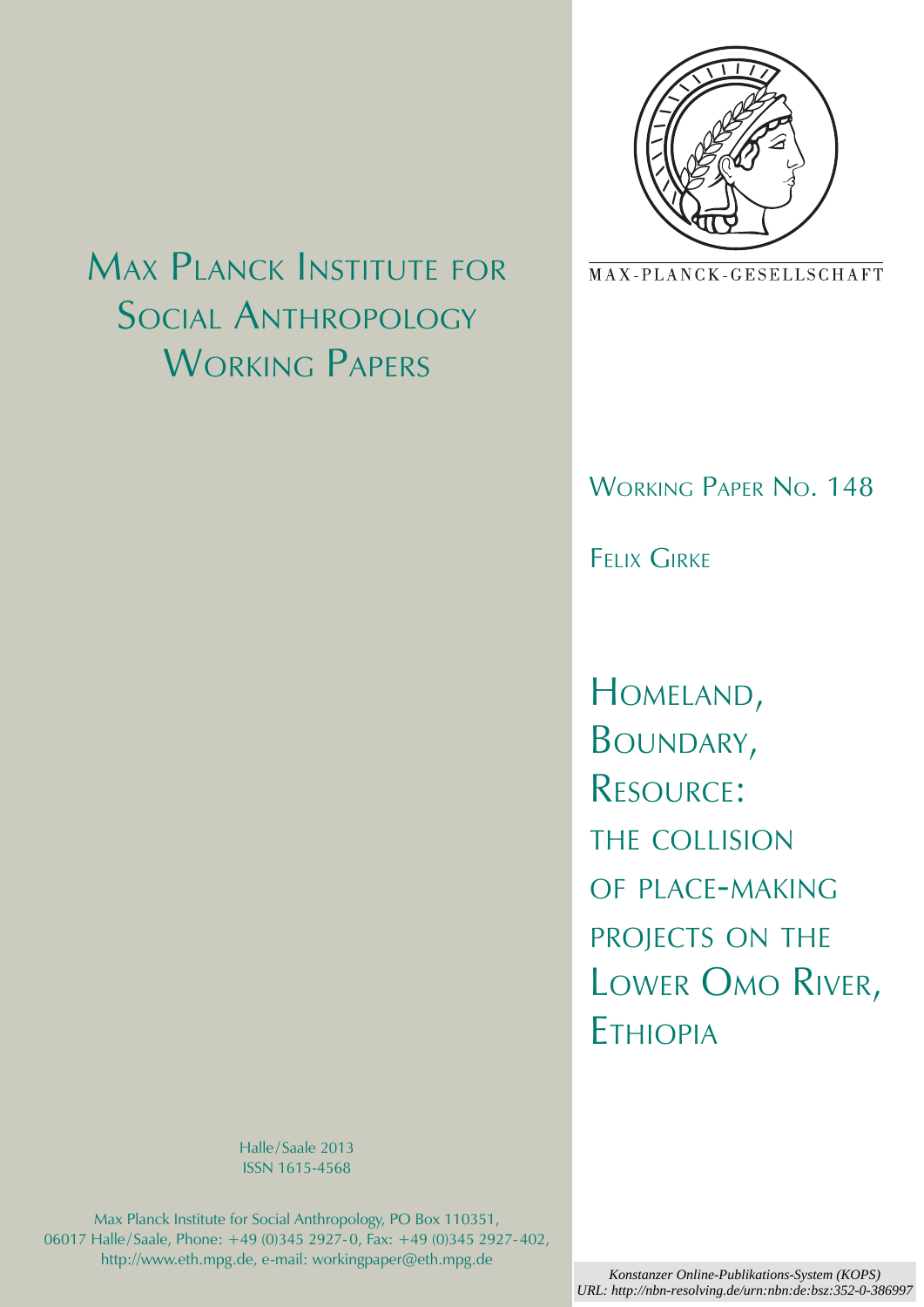# Max Planck Institute for Social Anthropology Working Papers

MAX-PLANCK-GESELLSCHAFT

Working Paper No. 148

Felix Girke

# Homeland, Boundary, Resource: the collision of place-making projects on the Lower Omo River, Ethiopia

Halle/Saale 2013
ISSN 1615-4568

Max Planck Institute for Social Anthropology, PO Box 110351, 06017 Halle/Saale, Phone: +49 (0)345 2927-0, Fax: +49 (0)345 2927-402, http://www.eth.mpg.de, e-mail: workingpaper@eth.mpg.de

*Konstanzer Online-Publikations-System (KOPS)*
*URL: http://nbn-resolving.de/urn:nbn:de:bsz:352-0-386997*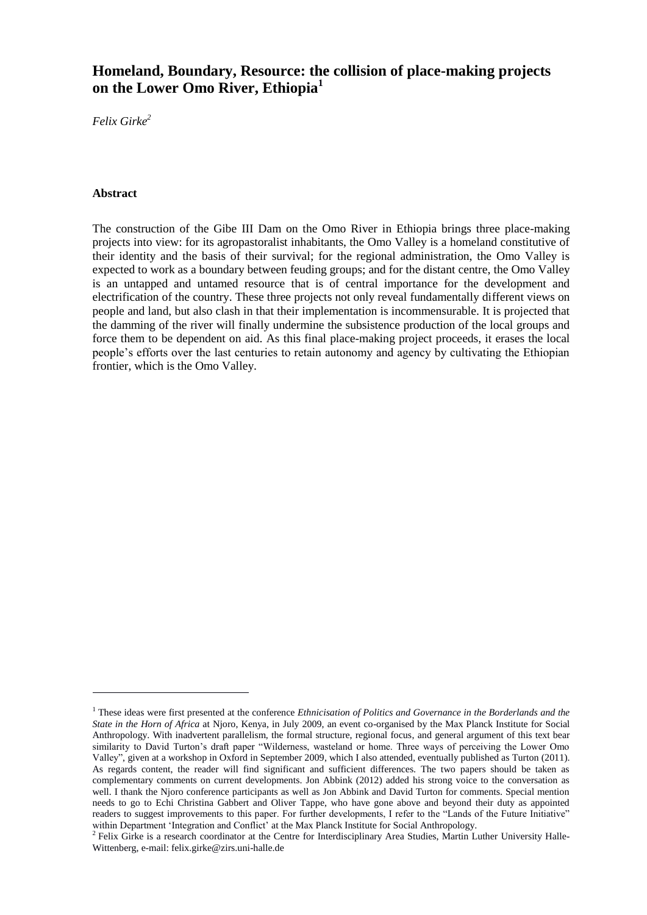# Homeland, Boundary, Resource: the collision of place-making projects on the Lower Omo River, Ethiopia[1]

*Felix Girke*[2]

### Abstract

The construction of the Gibe III Dam on the Omo River in Ethiopia brings three place-making projects into view: for its agropastoralist inhabitants, the Omo Valley is a homeland constitutive of their identity and the basis of their survival; for the regional administration, the Omo Valley is expected to work as a boundary between feuding groups; and for the distant centre, the Omo Valley is an untapped and untamed resource that is of central importance for the development and electrification of the country. These three projects not only reveal fundamentally different views on people and land, but also clash in that their implementation is incommensurable. It is projected that the damming of the river will finally undermine the subsistence production of the local groups and force them to be dependent on aid. As this final place-making project proceeds, it erases the local people's efforts over the last centuries to retain autonomy and agency by cultivating the Ethiopian frontier, which is the Omo Valley.

---

[1] These ideas were first presented at the conference *Ethnicisation of Politics and Governance in the Borderlands and the State in the Horn of Africa* at Njoro, Kenya, in July 2009, an event co-organised by the Max Planck Institute for Social Anthropology. With inadvertent parallelism, the formal structure, regional focus, and general argument of this text bear similarity to David Turton's draft paper "Wilderness, wasteland or home. Three ways of perceiving the Lower Omo Valley", given at a workshop in Oxford in September 2009, which I also attended, eventually published as Turton (2011). As regards content, the reader will find significant and sufficient differences. The two papers should be taken as complementary comments on current developments. Jon Abbink (2012) added his strong voice to the conversation as well. I thank the Njoro conference participants as well as Jon Abbink and David Turton for comments. Special mention needs to go to Echi Christina Gabbert and Oliver Tappe, who have gone above and beyond their duty as appointed readers to suggest improvements to this paper. For further developments, I refer to the "Lands of the Future Initiative" within Department 'Integration and Conflict' at the Max Planck Institute for Social Anthropology.

[2] Felix Girke is a research coordinator at the Centre for Interdisciplinary Area Studies, Martin Luther University Halle-Wittenberg, e-mail: felix.girke@zirs.uni-halle.de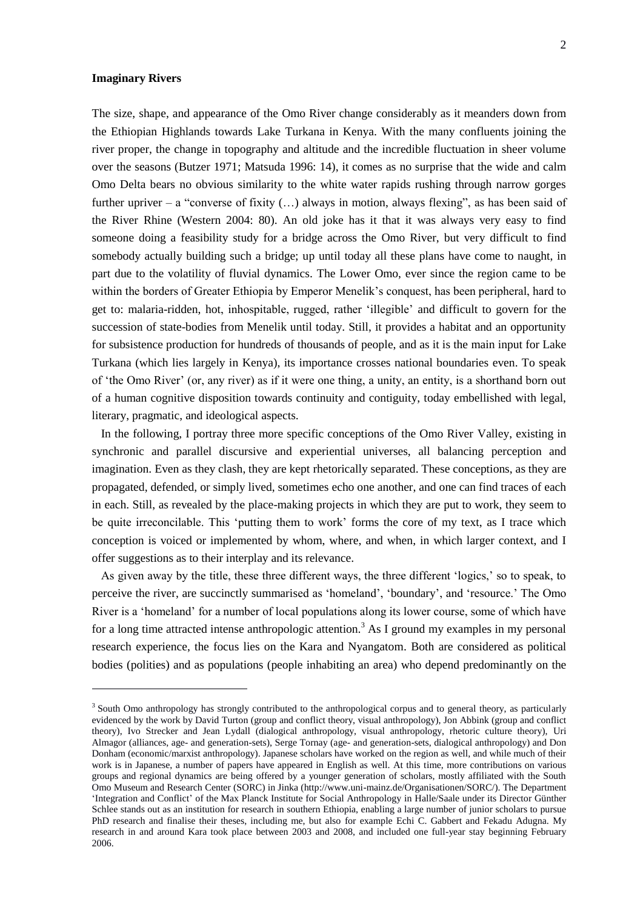**Imaginary Rivers**

The size, shape, and appearance of the Omo River change considerably as it meanders down from the Ethiopian Highlands towards Lake Turkana in Kenya. With the many confluents joining the river proper, the change in topography and altitude and the incredible fluctuation in sheer volume over the seasons (Butzer 1971; Matsuda 1996: 14), it comes as no surprise that the wide and calm Omo Delta bears no obvious similarity to the white water rapids rushing through narrow gorges further upriver – a "converse of fixity (…) always in motion, always flexing", as has been said of the River Rhine (Western 2004: 80). An old joke has it that it was always very easy to find someone doing a feasibility study for a bridge across the Omo River, but very difficult to find somebody actually building such a bridge; up until today all these plans have come to naught, in part due to the volatility of fluvial dynamics. The Lower Omo, ever since the region came to be within the borders of Greater Ethiopia by Emperor Menelik's conquest, has been peripheral, hard to get to: malaria-ridden, hot, inhospitable, rugged, rather 'illegible' and difficult to govern for the succession of state-bodies from Menelik until today. Still, it provides a habitat and an opportunity for subsistence production for hundreds of thousands of people, and as it is the main input for Lake Turkana (which lies largely in Kenya), its importance crosses national boundaries even. To speak of 'the Omo River' (or, any river) as if it were one thing, a unity, an entity, is a shorthand born out of a human cognitive disposition towards continuity and contiguity, today embellished with legal, literary, pragmatic, and ideological aspects.

In the following, I portray three more specific conceptions of the Omo River Valley, existing in synchronic and parallel discursive and experiential universes, all balancing perception and imagination. Even as they clash, they are kept rhetorically separated. These conceptions, as they are propagated, defended, or simply lived, sometimes echo one another, and one can find traces of each in each. Still, as revealed by the place-making projects in which they are put to work, they seem to be quite irreconcilable. This 'putting them to work' forms the core of my text, as I trace which conception is voiced or implemented by whom, where, and when, in which larger context, and I offer suggestions as to their interplay and its relevance.

As given away by the title, these three different ways, the three different 'logics,' so to speak, to perceive the river, are succinctly summarised as 'homeland', 'boundary', and 'resource.' The Omo River is a 'homeland' for a number of local populations along its lower course, some of which have for a long time attracted intense anthropologic attention.[3] As I ground my examples in my personal research experience, the focus lies on the Kara and Nyangatom. Both are considered as political bodies (polities) and as populations (people inhabiting an area) who depend predominantly on the

[3] South Omo anthropology has strongly contributed to the anthropological corpus and to general theory, as particularly evidenced by the work by David Turton (group and conflict theory, visual anthropology), Jon Abbink (group and conflict theory), Ivo Strecker and Jean Lydall (dialogical anthropology, visual anthropology, rhetoric culture theory), Uri Almagor (alliances, age- and generation-sets), Serge Tornay (age- and generation-sets, dialogical anthropology) and Don Donham (economic/marxist anthropology). Japanese scholars have worked on the region as well, and while much of their work is in Japanese, a number of papers have appeared in English as well. At this time, more contributions on various groups and regional dynamics are being offered by a younger generation of scholars, mostly affiliated with the South Omo Museum and Research Center (SORC) in Jinka (http://www.uni-mainz.de/Organisationen/SORC/). The Department 'Integration and Conflict' of the Max Planck Institute for Social Anthropology in Halle/Saale under its Director Günther Schlee stands out as an institution for research in southern Ethiopia, enabling a large number of junior scholars to pursue PhD research and finalise their theses, including me, but also for example Echi C. Gabbert and Fekadu Adugna. My research in and around Kara took place between 2003 and 2008, and included one full-year stay beginning February 2006.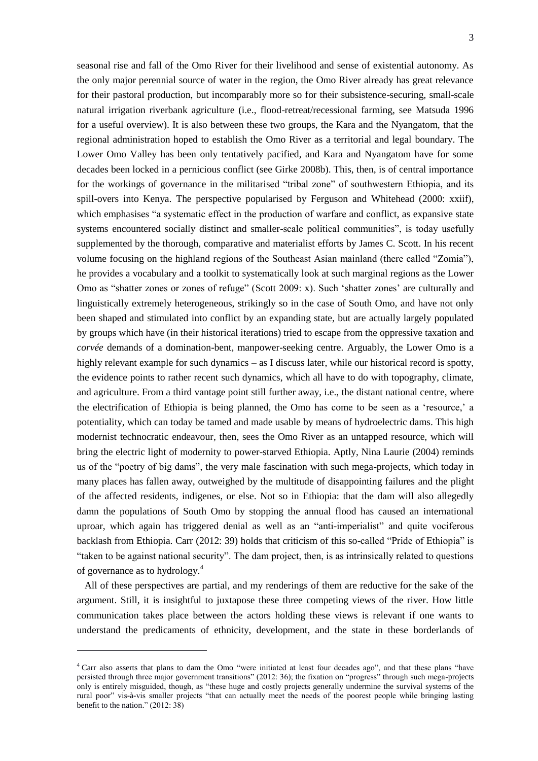seasonal rise and fall of the Omo River for their livelihood and sense of existential autonomy. As the only major perennial source of water in the region, the Omo River already has great relevance for their pastoral production, but incomparably more so for their subsistence-securing, small-scale natural irrigation riverbank agriculture (i.e., flood-retreat/recessional farming, see Matsuda 1996 for a useful overview). It is also between these two groups, the Kara and the Nyangatom, that the regional administration hoped to establish the Omo River as a territorial and legal boundary. The Lower Omo Valley has been only tentatively pacified, and Kara and Nyangatom have for some decades been locked in a pernicious conflict (see Girke 2008b). This, then, is of central importance for the workings of governance in the militarised "tribal zone" of southwestern Ethiopia, and its spill-overs into Kenya. The perspective popularised by Ferguson and Whitehead (2000: xxiif), which emphasises "a systematic effect in the production of warfare and conflict, as expansive state systems encountered socially distinct and smaller-scale political communities", is today usefully supplemented by the thorough, comparative and materialist efforts by James C. Scott. In his recent volume focusing on the highland regions of the Southeast Asian mainland (there called "Zomia"), he provides a vocabulary and a toolkit to systematically look at such marginal regions as the Lower Omo as "shatter zones or zones of refuge" (Scott 2009: x). Such 'shatter zones' are culturally and linguistically extremely heterogeneous, strikingly so in the case of South Omo, and have not only been shaped and stimulated into conflict by an expanding state, but are actually largely populated by groups which have (in their historical iterations) tried to escape from the oppressive taxation and *corvée* demands of a domination-bent, manpower-seeking centre. Arguably, the Lower Omo is a highly relevant example for such dynamics – as I discuss later, while our historical record is spotty, the evidence points to rather recent such dynamics, which all have to do with topography, climate, and agriculture. From a third vantage point still further away, i.e., the distant national centre, where the electrification of Ethiopia is being planned, the Omo has come to be seen as a 'resource,' a potentiality, which can today be tamed and made usable by means of hydroelectric dams. This high modernist technocratic endeavour, then, sees the Omo River as an untapped resource, which will bring the electric light of modernity to power-starved Ethiopia. Aptly, Nina Laurie (2004) reminds us of the "poetry of big dams", the very male fascination with such mega-projects, which today in many places has fallen away, outweighed by the multitude of disappointing failures and the plight of the affected residents, indigenes, or else. Not so in Ethiopia: that the dam will also allegedly damn the populations of South Omo by stopping the annual flood has caused an international uproar, which again has triggered denial as well as an "anti-imperialist" and quite vociferous backlash from Ethiopia. Carr (2012: 39) holds that criticism of this so-called "Pride of Ethiopia" is "taken to be against national security". The dam project, then, is as intrinsically related to questions of governance as to hydrology.[4]

All of these perspectives are partial, and my renderings of them are reductive for the sake of the argument. Still, it is insightful to juxtapose these three competing views of the river. How little communication takes place between the actors holding these views is relevant if one wants to understand the predicaments of ethnicity, development, and the state in these borderlands of

[4] Carr also asserts that plans to dam the Omo "were initiated at least four decades ago", and that these plans "have persisted through three major government transitions" (2012: 36); the fixation on "progress" through such mega-projects only is entirely misguided, though, as "these huge and costly projects generally undermine the survival systems of the rural poor" vis-à-vis smaller projects "that can actually meet the needs of the poorest people while bringing lasting benefit to the nation." (2012: 38)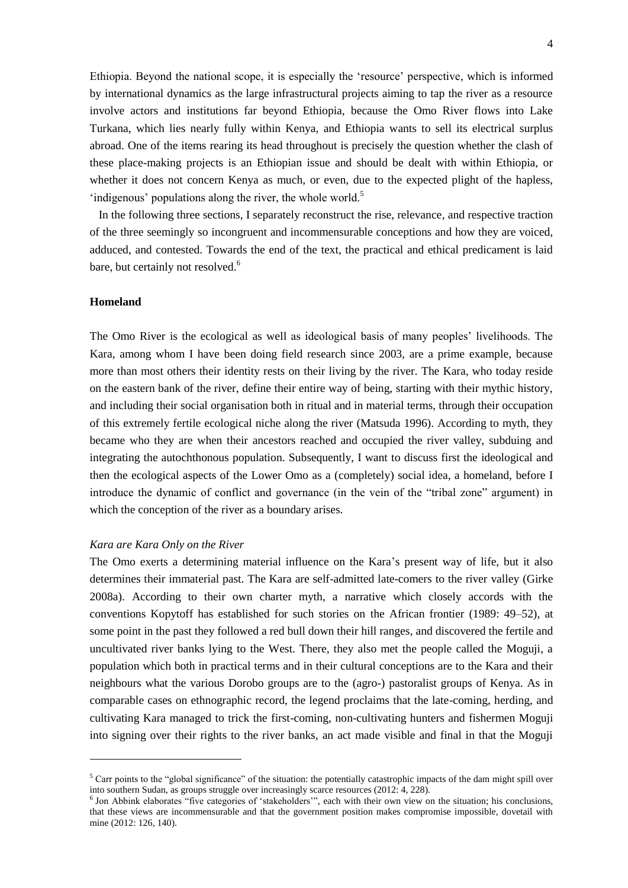Ethiopia. Beyond the national scope, it is especially the 'resource' perspective, which is informed by international dynamics as the large infrastructural projects aiming to tap the river as a resource involve actors and institutions far beyond Ethiopia, because the Omo River flows into Lake Turkana, which lies nearly fully within Kenya, and Ethiopia wants to sell its electrical surplus abroad. One of the items rearing its head throughout is precisely the question whether the clash of these place-making projects is an Ethiopian issue and should be dealt with within Ethiopia, or whether it does not concern Kenya as much, or even, due to the expected plight of the hapless, 'indigenous' populations along the river, the whole world.[5]

In the following three sections, I separately reconstruct the rise, relevance, and respective traction of the three seemingly so incongruent and incommensurable conceptions and how they are voiced, adduced, and contested. Towards the end of the text, the practical and ethical predicament is laid bare, but certainly not resolved.[6]

## Homeland

The Omo River is the ecological as well as ideological basis of many peoples' livelihoods. The Kara, among whom I have been doing field research since 2003, are a prime example, because more than most others their identity rests on their living by the river. The Kara, who today reside on the eastern bank of the river, define their entire way of being, starting with their mythic history, and including their social organisation both in ritual and in material terms, through their occupation of this extremely fertile ecological niche along the river (Matsuda 1996). According to myth, they became who they are when their ancestors reached and occupied the river valley, subduing and integrating the autochthonous population. Subsequently, I want to discuss first the ideological and then the ecological aspects of the Lower Omo as a (completely) social idea, a homeland, before I introduce the dynamic of conflict and governance (in the vein of the "tribal zone" argument) in which the conception of the river as a boundary arises.

### *Kara are Kara Only on the River*

The Omo exerts a determining material influence on the Kara's present way of life, but it also determines their immaterial past. The Kara are self-admitted late-comers to the river valley (Girke 2008a). According to their own charter myth, a narrative which closely accords with the conventions Kopytoff has established for such stories on the African frontier (1989: 49–52), at some point in the past they followed a red bull down their hill ranges, and discovered the fertile and uncultivated river banks lying to the West. There, they also met the people called the Moguji, a population which both in practical terms and in their cultural conceptions are to the Kara and their neighbours what the various Dorobo groups are to the (agro-) pastoralist groups of Kenya. As in comparable cases on ethnographic record, the legend proclaims that the late-coming, herding, and cultivating Kara managed to trick the first-coming, non-cultivating hunters and fishermen Moguji into signing over their rights to the river banks, an act made visible and final in that the Moguji

---

[5] Carr points to the "global significance" of the situation: the potentially catastrophic impacts of the dam might spill over into southern Sudan, as groups struggle over increasingly scarce resources (2012: 4, 228).

[6] Jon Abbink elaborates "five categories of 'stakeholders'", each with their own view on the situation; his conclusions, that these views are incommensurable and that the government position makes compromise impossible, dovetail with mine (2012: 126, 140).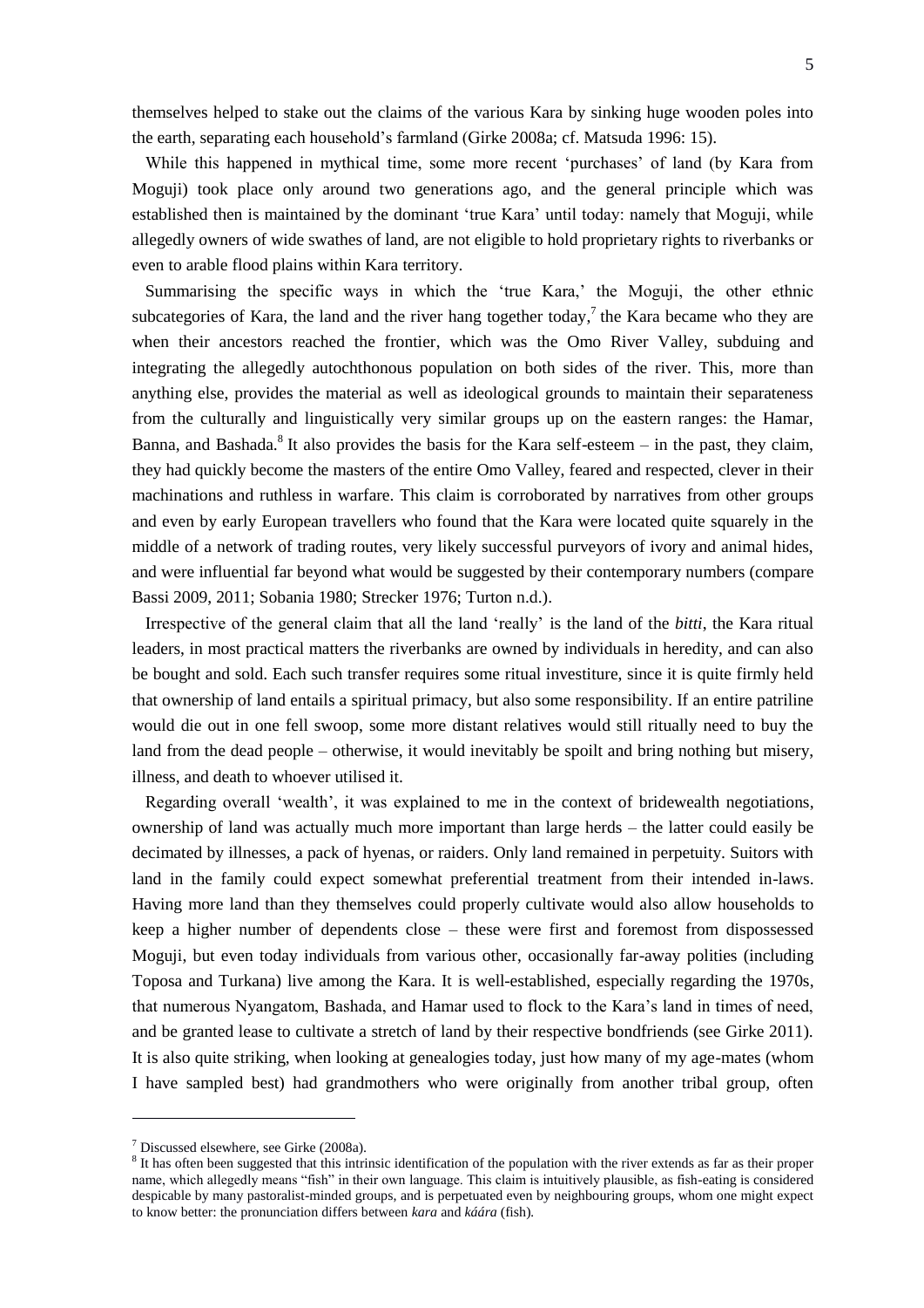themselves helped to stake out the claims of the various Kara by sinking huge wooden poles into the earth, separating each household's farmland (Girke 2008a; cf. Matsuda 1996: 15).

While this happened in mythical time, some more recent 'purchases' of land (by Kara from Moguji) took place only around two generations ago, and the general principle which was established then is maintained by the dominant 'true Kara' until today: namely that Moguji, while allegedly owners of wide swathes of land, are not eligible to hold proprietary rights to riverbanks or even to arable flood plains within Kara territory.

Summarising the specific ways in which the 'true Kara,' the Moguji, the other ethnic subcategories of Kara, the land and the river hang together today,[7] the Kara became who they are when their ancestors reached the frontier, which was the Omo River Valley, subduing and integrating the allegedly autochthonous population on both sides of the river. This, more than anything else, provides the material as well as ideological grounds to maintain their separateness from the culturally and linguistically very similar groups up on the eastern ranges: the Hamar, Banna, and Bashada.[8] It also provides the basis for the Kara self-esteem – in the past, they claim, they had quickly become the masters of the entire Omo Valley, feared and respected, clever in their machinations and ruthless in warfare. This claim is corroborated by narratives from other groups and even by early European travellers who found that the Kara were located quite squarely in the middle of a network of trading routes, very likely successful purveyors of ivory and animal hides, and were influential far beyond what would be suggested by their contemporary numbers (compare Bassi 2009, 2011; Sobania 1980; Strecker 1976; Turton n.d.).

Irrespective of the general claim that all the land 'really' is the land of the *bitti*, the Kara ritual leaders, in most practical matters the riverbanks are owned by individuals in heredity, and can also be bought and sold. Each such transfer requires some ritual investiture, since it is quite firmly held that ownership of land entails a spiritual primacy, but also some responsibility. If an entire patriline would die out in one fell swoop, some more distant relatives would still ritually need to buy the land from the dead people – otherwise, it would inevitably be spoilt and bring nothing but misery, illness, and death to whoever utilised it.

Regarding overall 'wealth', it was explained to me in the context of bridewealth negotiations, ownership of land was actually much more important than large herds – the latter could easily be decimated by illnesses, a pack of hyenas, or raiders. Only land remained in perpetuity. Suitors with land in the family could expect somewhat preferential treatment from their intended in-laws. Having more land than they themselves could properly cultivate would also allow households to keep a higher number of dependents close – these were first and foremost from dispossessed Moguji, but even today individuals from various other, occasionally far-away polities (including Toposa and Turkana) live among the Kara. It is well-established, especially regarding the 1970s, that numerous Nyangatom, Bashada, and Hamar used to flock to the Kara's land in times of need, and be granted lease to cultivate a stretch of land by their respective bondfriends (see Girke 2011). It is also quite striking, when looking at genealogies today, just how many of my age-mates (whom I have sampled best) had grandmothers who were originally from another tribal group, often

---

[7] Discussed elsewhere, see Girke (2008a).

[8] It has often been suggested that this intrinsic identification of the population with the river extends as far as their proper name, which allegedly means "fish" in their own language. This claim is intuitively plausible, as fish-eating is considered despicable by many pastoralist-minded groups, and is perpetuated even by neighbouring groups, whom one might expect to know better: the pronunciation differs between *kara* and *káára* (fish).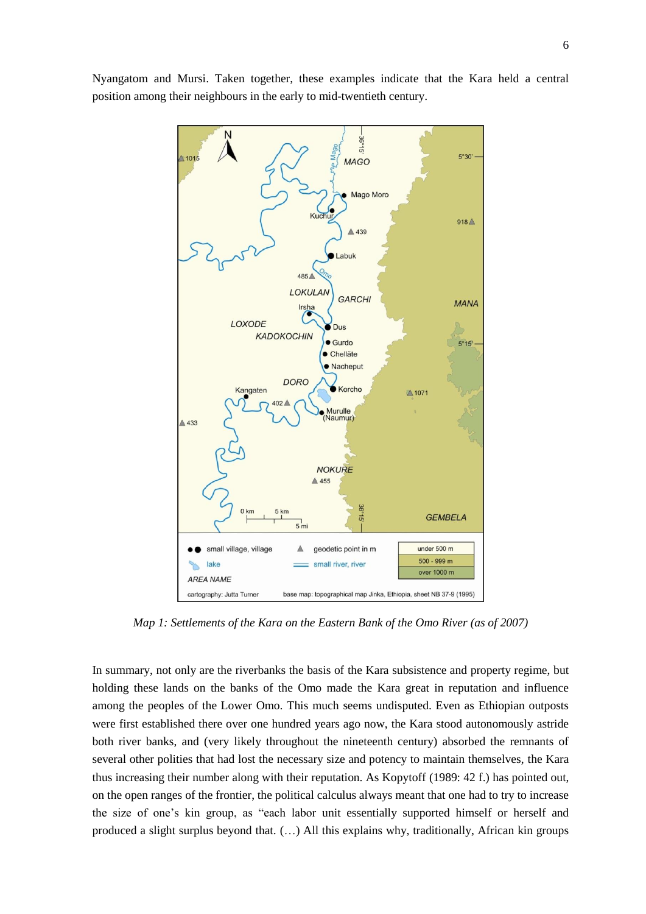Nyangatom and Mursi. Taken together, these examples indicate that the Kara held a central position among their neighbours in the early to mid-twentieth century.

*Map 1: Settlements of the Kara on the Eastern Bank of the Omo River (as of 2007)*

In summary, not only are the riverbanks the basis of the Kara subsistence and property regime, but holding these lands on the banks of the Omo made the Kara great in reputation and influence among the peoples of the Lower Omo. This much seems undisputed. Even as Ethiopian outposts were first established there over one hundred years ago now, the Kara stood autonomously astride both river banks, and (very likely throughout the nineteenth century) absorbed the remnants of several other polities that had lost the necessary size and potency to maintain themselves, the Kara thus increasing their number along with their reputation. As Kopytoff (1989: 42 f.) has pointed out, on the open ranges of the frontier, the political calculus always meant that one had to try to increase the size of one's kin group, as "each labor unit essentially supported himself or herself and produced a slight surplus beyond that. (…) All this explains why, traditionally, African kin groups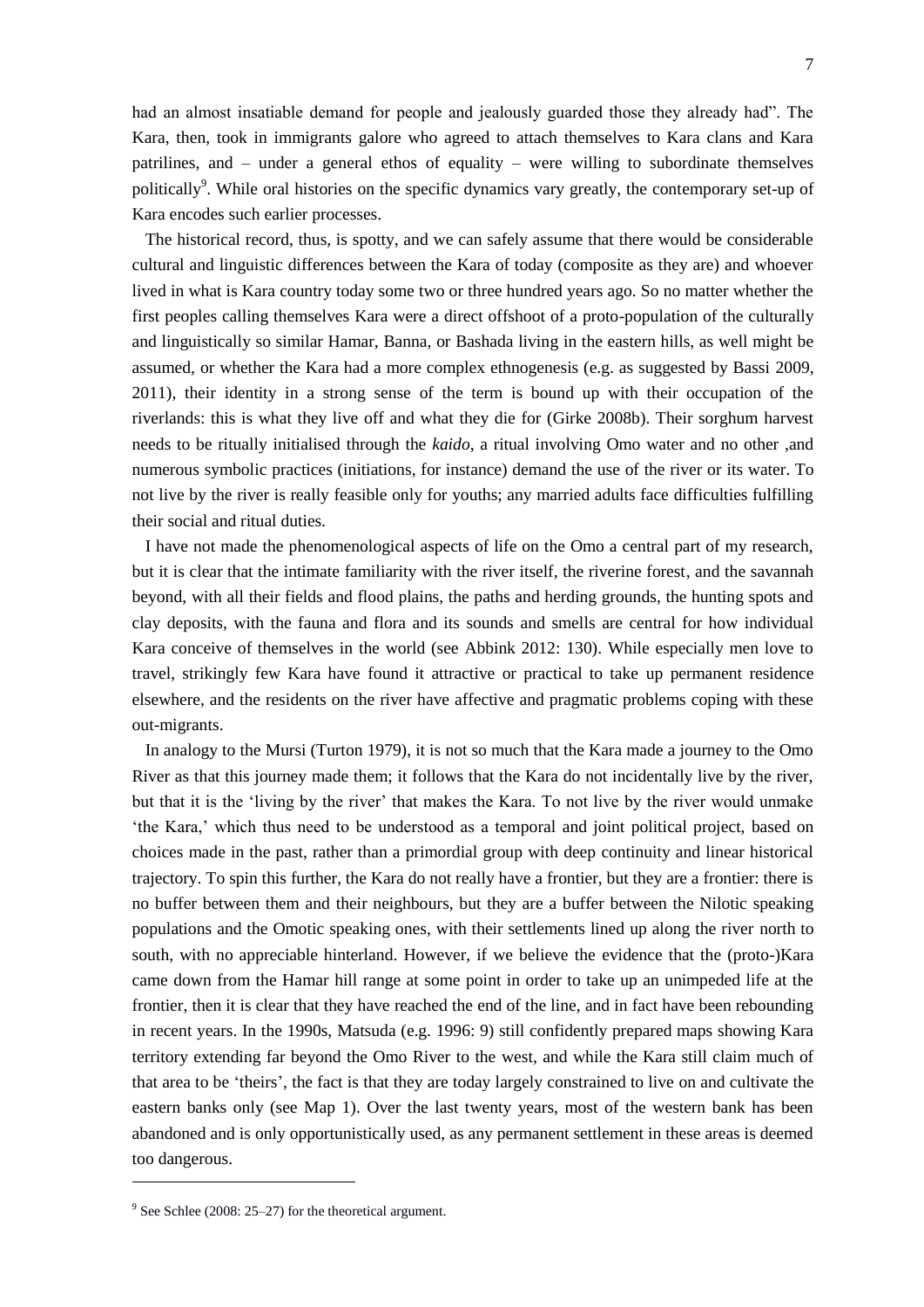had an almost insatiable demand for people and jealously guarded those they already had". The Kara, then, took in immigrants galore who agreed to attach themselves to Kara clans and Kara patrilines, and – under a general ethos of equality – were willing to subordinate themselves politically[9]. While oral histories on the specific dynamics vary greatly, the contemporary set-up of Kara encodes such earlier processes.

The historical record, thus, is spotty, and we can safely assume that there would be considerable cultural and linguistic differences between the Kara of today (composite as they are) and whoever lived in what is Kara country today some two or three hundred years ago. So no matter whether the first peoples calling themselves Kara were a direct offshoot of a proto-population of the culturally and linguistically so similar Hamar, Banna, or Bashada living in the eastern hills, as well might be assumed, or whether the Kara had a more complex ethnogenesis (e.g. as suggested by Bassi 2009, 2011), their identity in a strong sense of the term is bound up with their occupation of the riverlands: this is what they live off and what they die for (Girke 2008b). Their sorghum harvest needs to be ritually initialised through the *kaido*, a ritual involving Omo water and no other ,and numerous symbolic practices (initiations, for instance) demand the use of the river or its water. To not live by the river is really feasible only for youths; any married adults face difficulties fulfilling their social and ritual duties.

I have not made the phenomenological aspects of life on the Omo a central part of my research, but it is clear that the intimate familiarity with the river itself, the riverine forest, and the savannah beyond, with all their fields and flood plains, the paths and herding grounds, the hunting spots and clay deposits, with the fauna and flora and its sounds and smells are central for how individual Kara conceive of themselves in the world (see Abbink 2012: 130). While especially men love to travel, strikingly few Kara have found it attractive or practical to take up permanent residence elsewhere, and the residents on the river have affective and pragmatic problems coping with these out-migrants.

In analogy to the Mursi (Turton 1979), it is not so much that the Kara made a journey to the Omo River as that this journey made them; it follows that the Kara do not incidentally live by the river, but that it is the 'living by the river' that makes the Kara. To not live by the river would unmake 'the Kara,' which thus need to be understood as a temporal and joint political project, based on choices made in the past, rather than a primordial group with deep continuity and linear historical trajectory. To spin this further, the Kara do not really have a frontier, but they are a frontier: there is no buffer between them and their neighbours, but they are a buffer between the Nilotic speaking populations and the Omotic speaking ones, with their settlements lined up along the river north to south, with no appreciable hinterland. However, if we believe the evidence that the (proto-)Kara came down from the Hamar hill range at some point in order to take up an unimpeded life at the frontier, then it is clear that they have reached the end of the line, and in fact have been rebounding in recent years. In the 1990s, Matsuda (e.g. 1996: 9) still confidently prepared maps showing Kara territory extending far beyond the Omo River to the west, and while the Kara still claim much of that area to be 'theirs', the fact is that they are today largely constrained to live on and cultivate the eastern banks only (see Map 1). Over the last twenty years, most of the western bank has been abandoned and is only opportunistically used, as any permanent settlement in these areas is deemed too dangerous.

[9] See Schlee (2008: 25–27) for the theoretical argument.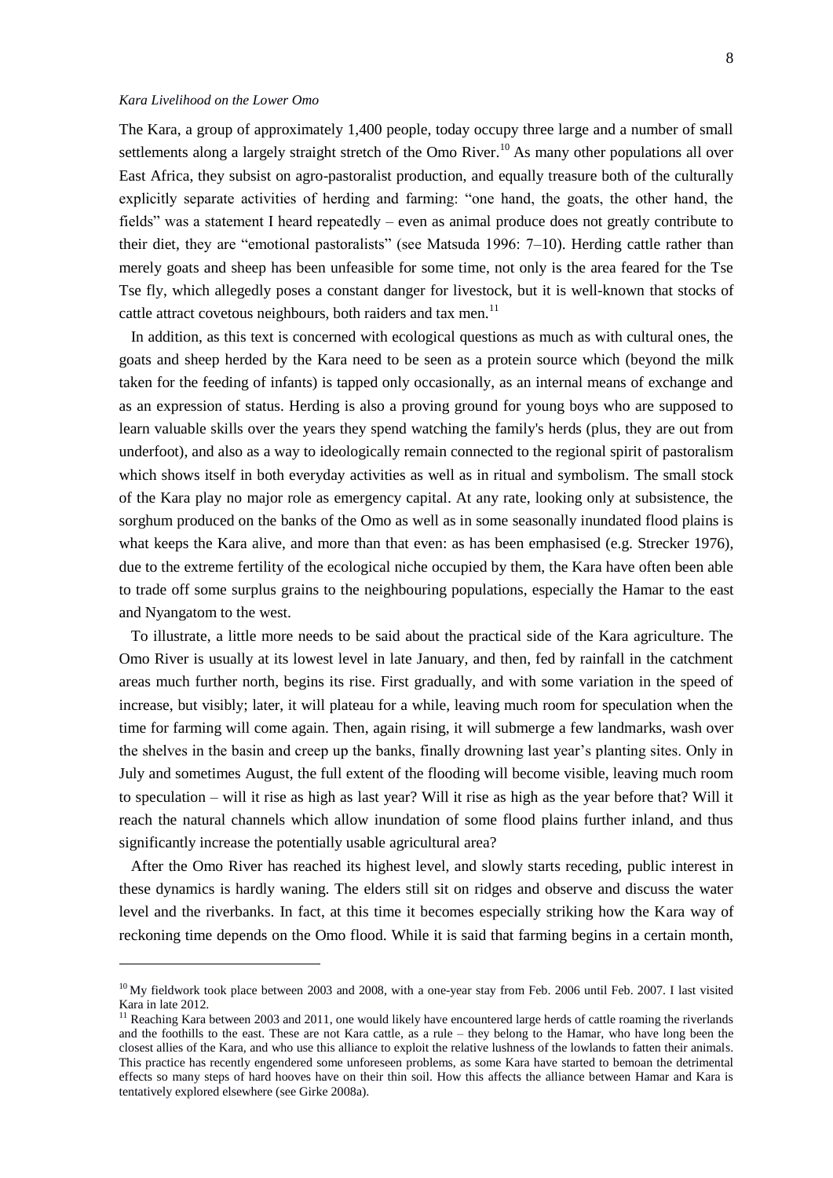*Kara Livelihood on the Lower Omo*

The Kara, a group of approximately 1,400 people, today occupy three large and a number of small settlements along a largely straight stretch of the Omo River.[10] As many other populations all over East Africa, they subsist on agro-pastoralist production, and equally treasure both of the culturally explicitly separate activities of herding and farming: "one hand, the goats, the other hand, the fields" was a statement I heard repeatedly – even as animal produce does not greatly contribute to their diet, they are "emotional pastoralists" (see Matsuda 1996: 7–10). Herding cattle rather than merely goats and sheep has been unfeasible for some time, not only is the area feared for the Tse Tse fly, which allegedly poses a constant danger for livestock, but it is well-known that stocks of cattle attract covetous neighbours, both raiders and tax men.[11]

In addition, as this text is concerned with ecological questions as much as with cultural ones, the goats and sheep herded by the Kara need to be seen as a protein source which (beyond the milk taken for the feeding of infants) is tapped only occasionally, as an internal means of exchange and as an expression of status. Herding is also a proving ground for young boys who are supposed to learn valuable skills over the years they spend watching the family's herds (plus, they are out from underfoot), and also as a way to ideologically remain connected to the regional spirit of pastoralism which shows itself in both everyday activities as well as in ritual and symbolism. The small stock of the Kara play no major role as emergency capital. At any rate, looking only at subsistence, the sorghum produced on the banks of the Omo as well as in some seasonally inundated flood plains is what keeps the Kara alive, and more than that even: as has been emphasised (e.g. Strecker 1976), due to the extreme fertility of the ecological niche occupied by them, the Kara have often been able to trade off some surplus grains to the neighbouring populations, especially the Hamar to the east and Nyangatom to the west.

To illustrate, a little more needs to be said about the practical side of the Kara agriculture. The Omo River is usually at its lowest level in late January, and then, fed by rainfall in the catchment areas much further north, begins its rise. First gradually, and with some variation in the speed of increase, but visibly; later, it will plateau for a while, leaving much room for speculation when the time for farming will come again. Then, again rising, it will submerge a few landmarks, wash over the shelves in the basin and creep up the banks, finally drowning last year's planting sites. Only in July and sometimes August, the full extent of the flooding will become visible, leaving much room to speculation – will it rise as high as last year? Will it rise as high as the year before that? Will it reach the natural channels which allow inundation of some flood plains further inland, and thus significantly increase the potentially usable agricultural area?

After the Omo River has reached its highest level, and slowly starts receding, public interest in these dynamics is hardly waning. The elders still sit on ridges and observe and discuss the water level and the riverbanks. In fact, at this time it becomes especially striking how the Kara way of reckoning time depends on the Omo flood. While it is said that farming begins in a certain month,

---

[10] My fieldwork took place between 2003 and 2008, with a one-year stay from Feb. 2006 until Feb. 2007. I last visited Kara in late 2012.

[11] Reaching Kara between 2003 and 2011, one would likely have encountered large herds of cattle roaming the riverlands and the foothills to the east. These are not Kara cattle, as a rule – they belong to the Hamar, who have long been the closest allies of the Kara, and who use this alliance to exploit the relative lushness of the lowlands to fatten their animals. This practice has recently engendered some unforeseen problems, as some Kara have started to bemoan the detrimental effects so many steps of hard hooves have on their thin soil. How this affects the alliance between Hamar and Kara is tentatively explored elsewhere (see Girke 2008a).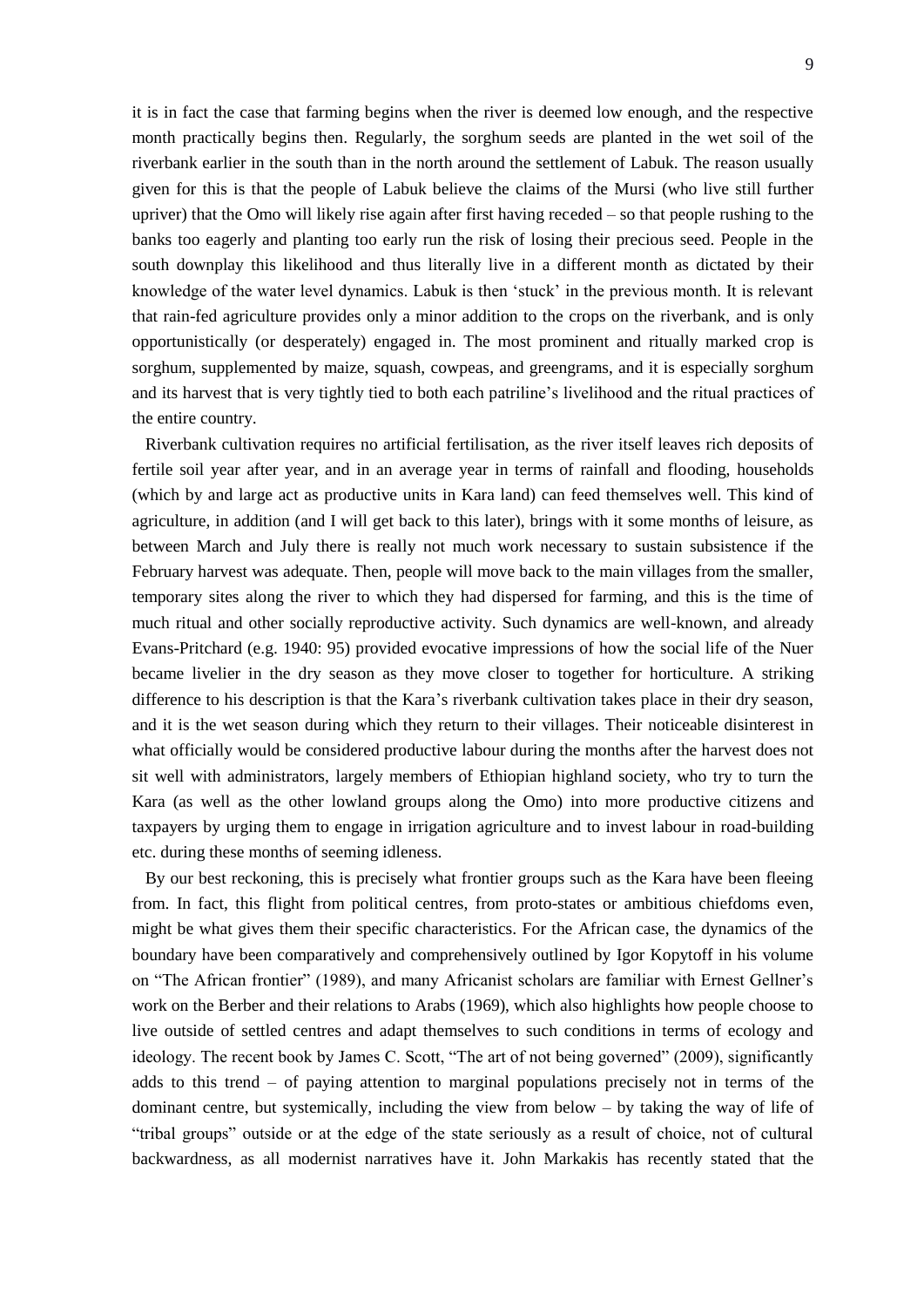it is in fact the case that farming begins when the river is deemed low enough, and the respective month practically begins then. Regularly, the sorghum seeds are planted in the wet soil of the riverbank earlier in the south than in the north around the settlement of Labuk. The reason usually given for this is that the people of Labuk believe the claims of the Mursi (who live still further upriver) that the Omo will likely rise again after first having receded – so that people rushing to the banks too eagerly and planting too early run the risk of losing their precious seed. People in the south downplay this likelihood and thus literally live in a different month as dictated by their knowledge of the water level dynamics. Labuk is then 'stuck' in the previous month. It is relevant that rain-fed agriculture provides only a minor addition to the crops on the riverbank, and is only opportunistically (or desperately) engaged in. The most prominent and ritually marked crop is sorghum, supplemented by maize, squash, cowpeas, and greengrams, and it is especially sorghum and its harvest that is very tightly tied to both each patriline's livelihood and the ritual practices of the entire country.

Riverbank cultivation requires no artificial fertilisation, as the river itself leaves rich deposits of fertile soil year after year, and in an average year in terms of rainfall and flooding, households (which by and large act as productive units in Kara land) can feed themselves well. This kind of agriculture, in addition (and I will get back to this later), brings with it some months of leisure, as between March and July there is really not much work necessary to sustain subsistence if the February harvest was adequate. Then, people will move back to the main villages from the smaller, temporary sites along the river to which they had dispersed for farming, and this is the time of much ritual and other socially reproductive activity. Such dynamics are well-known, and already Evans-Pritchard (e.g. 1940: 95) provided evocative impressions of how the social life of the Nuer became livelier in the dry season as they move closer to together for horticulture. A striking difference to his description is that the Kara's riverbank cultivation takes place in their dry season, and it is the wet season during which they return to their villages. Their noticeable disinterest in what officially would be considered productive labour during the months after the harvest does not sit well with administrators, largely members of Ethiopian highland society, who try to turn the Kara (as well as the other lowland groups along the Omo) into more productive citizens and taxpayers by urging them to engage in irrigation agriculture and to invest labour in road-building etc. during these months of seeming idleness.

By our best reckoning, this is precisely what frontier groups such as the Kara have been fleeing from. In fact, this flight from political centres, from proto-states or ambitious chiefdoms even, might be what gives them their specific characteristics. For the African case, the dynamics of the boundary have been comparatively and comprehensively outlined by Igor Kopytoff in his volume on "The African frontier" (1989), and many Africanist scholars are familiar with Ernest Gellner's work on the Berber and their relations to Arabs (1969), which also highlights how people choose to live outside of settled centres and adapt themselves to such conditions in terms of ecology and ideology. The recent book by James C. Scott, "The art of not being governed" (2009), significantly adds to this trend – of paying attention to marginal populations precisely not in terms of the dominant centre, but systemically, including the view from below – by taking the way of life of "tribal groups" outside or at the edge of the state seriously as a result of choice, not of cultural backwardness, as all modernist narratives have it. John Markakis has recently stated that the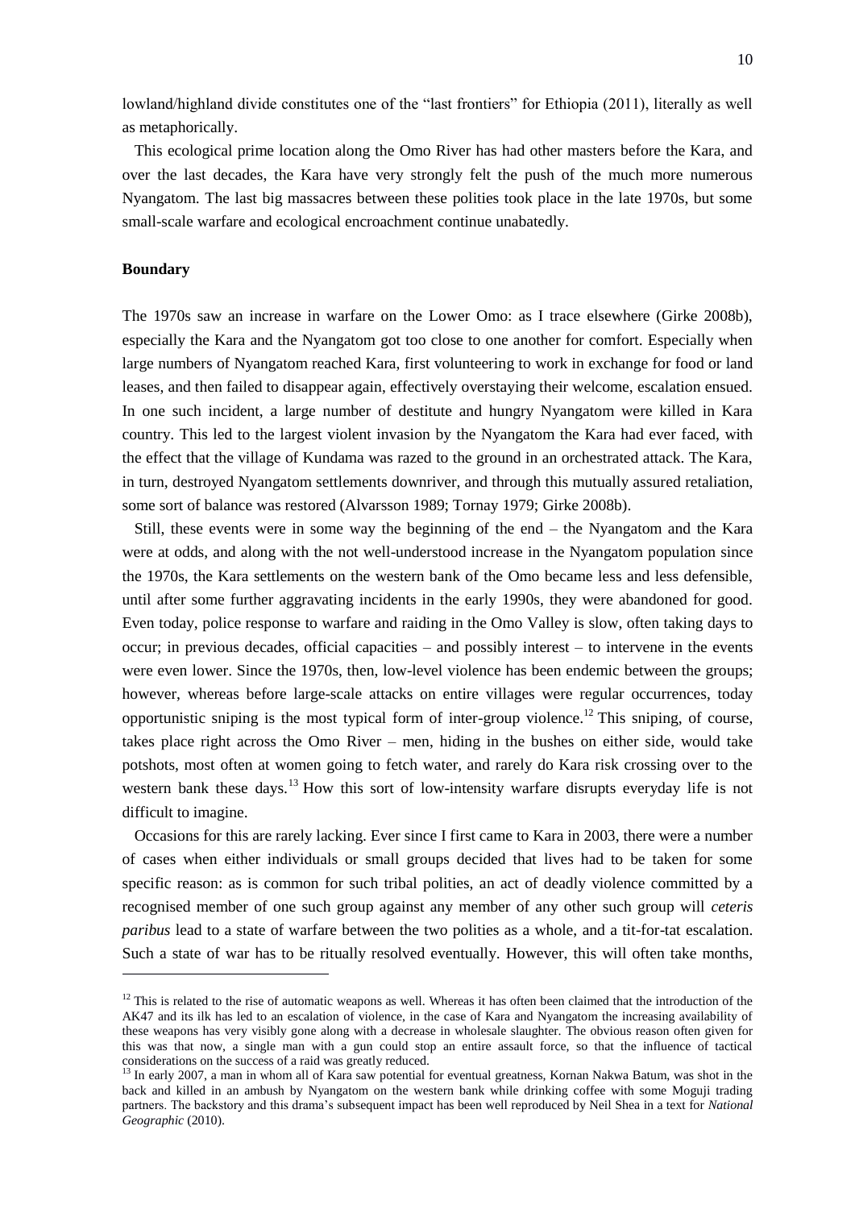lowland/highland divide constitutes one of the "last frontiers" for Ethiopia (2011), literally as well as metaphorically.

This ecological prime location along the Omo River has had other masters before the Kara, and over the last decades, the Kara have very strongly felt the push of the much more numerous Nyangatom. The last big massacres between these polities took place in the late 1970s, but some small-scale warfare and ecological encroachment continue unabatedly.

**Boundary**

The 1970s saw an increase in warfare on the Lower Omo: as I trace elsewhere (Girke 2008b), especially the Kara and the Nyangatom got too close to one another for comfort. Especially when large numbers of Nyangatom reached Kara, first volunteering to work in exchange for food or land leases, and then failed to disappear again, effectively overstaying their welcome, escalation ensued. In one such incident, a large number of destitute and hungry Nyangatom were killed in Kara country. This led to the largest violent invasion by the Nyangatom the Kara had ever faced, with the effect that the village of Kundama was razed to the ground in an orchestrated attack. The Kara, in turn, destroyed Nyangatom settlements downriver, and through this mutually assured retaliation, some sort of balance was restored (Alvarsson 1989; Tornay 1979; Girke 2008b).

Still, these events were in some way the beginning of the end – the Nyangatom and the Kara were at odds, and along with the not well-understood increase in the Nyangatom population since the 1970s, the Kara settlements on the western bank of the Omo became less and less defensible, until after some further aggravating incidents in the early 1990s, they were abandoned for good. Even today, police response to warfare and raiding in the Omo Valley is slow, often taking days to occur; in previous decades, official capacities – and possibly interest – to intervene in the events were even lower. Since the 1970s, then, low-level violence has been endemic between the groups; however, whereas before large-scale attacks on entire villages were regular occurrences, today opportunistic sniping is the most typical form of inter-group violence.[12] This sniping, of course, takes place right across the Omo River – men, hiding in the bushes on either side, would take potshots, most often at women going to fetch water, and rarely do Kara risk crossing over to the western bank these days.[13] How this sort of low-intensity warfare disrupts everyday life is not difficult to imagine.

Occasions for this are rarely lacking. Ever since I first came to Kara in 2003, there were a number of cases when either individuals or small groups decided that lives had to be taken for some specific reason: as is common for such tribal polities, an act of deadly violence committed by a recognised member of one such group against any member of any other such group will *ceteris paribus* lead to a state of warfare between the two polities as a whole, and a tit-for-tat escalation. Such a state of war has to be ritually resolved eventually. However, this will often take months,

[12] This is related to the rise of automatic weapons as well. Whereas it has often been claimed that the introduction of the AK47 and its ilk has led to an escalation of violence, in the case of Kara and Nyangatom the increasing availability of these weapons has very visibly gone along with a decrease in wholesale slaughter. The obvious reason often given for this was that now, a single man with a gun could stop an entire assault force, so that the influence of tactical considerations on the success of a raid was greatly reduced.

[13] In early 2007, a man in whom all of Kara saw potential for eventual greatness, Kornan Nakwa Batum, was shot in the back and killed in an ambush by Nyangatom on the western bank while drinking coffee with some Moguji trading partners. The backstory and this drama's subsequent impact has been well reproduced by Neil Shea in a text for *National Geographic* (2010).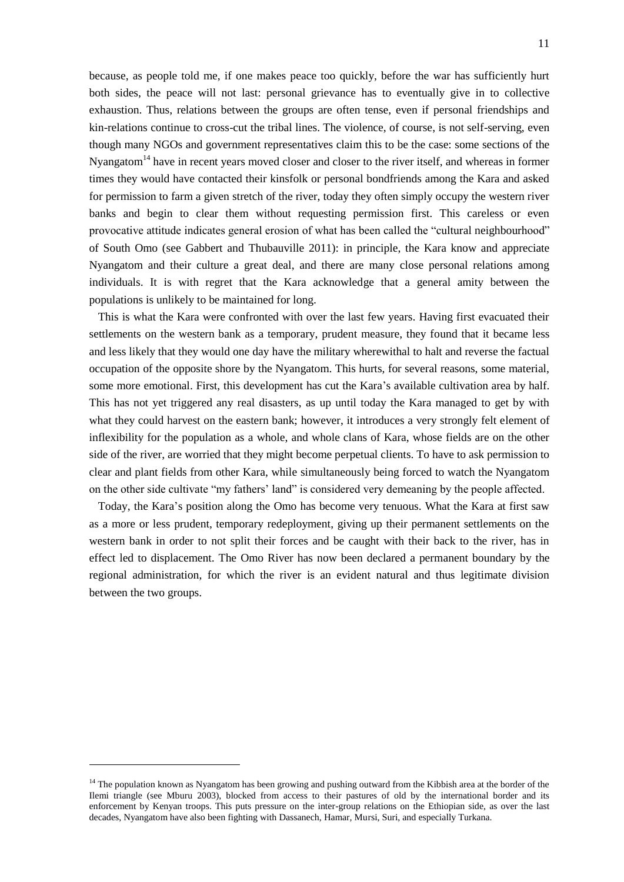because, as people told me, if one makes peace too quickly, before the war has sufficiently hurt both sides, the peace will not last: personal grievance has to eventually give in to collective exhaustion. Thus, relations between the groups are often tense, even if personal friendships and kin-relations continue to cross-cut the tribal lines. The violence, of course, is not self-serving, even though many NGOs and government representatives claim this to be the case: some sections of the Nyangatom[14] have in recent years moved closer and closer to the river itself, and whereas in former times they would have contacted their kinsfolk or personal bondfriends among the Kara and asked for permission to farm a given stretch of the river, today they often simply occupy the western river banks and begin to clear them without requesting permission first. This careless or even provocative attitude indicates general erosion of what has been called the "cultural neighbourhood" of South Omo (see Gabbert and Thubauville 2011): in principle, the Kara know and appreciate Nyangatom and their culture a great deal, and there are many close personal relations among individuals. It is with regret that the Kara acknowledge that a general amity between the populations is unlikely to be maintained for long.

This is what the Kara were confronted with over the last few years. Having first evacuated their settlements on the western bank as a temporary, prudent measure, they found that it became less and less likely that they would one day have the military wherewithal to halt and reverse the factual occupation of the opposite shore by the Nyangatom. This hurts, for several reasons, some material, some more emotional. First, this development has cut the Kara's available cultivation area by half. This has not yet triggered any real disasters, as up until today the Kara managed to get by with what they could harvest on the eastern bank; however, it introduces a very strongly felt element of inflexibility for the population as a whole, and whole clans of Kara, whose fields are on the other side of the river, are worried that they might become perpetual clients. To have to ask permission to clear and plant fields from other Kara, while simultaneously being forced to watch the Nyangatom on the other side cultivate "my fathers' land" is considered very demeaning by the people affected.

Today, the Kara's position along the Omo has become very tenuous. What the Kara at first saw as a more or less prudent, temporary redeployment, giving up their permanent settlements on the western bank in order to not split their forces and be caught with their back to the river, has in effect led to displacement. The Omo River has now been declared a permanent boundary by the regional administration, for which the river is an evident natural and thus legitimate division between the two groups.

[14] The population known as Nyangatom has been growing and pushing outward from the Kibbish area at the border of the Ilemi triangle (see Mburu 2003), blocked from access to their pastures of old by the international border and its enforcement by Kenyan troops. This puts pressure on the inter-group relations on the Ethiopian side, as over the last decades, Nyangatom have also been fighting with Dassanech, Hamar, Mursi, Suri, and especially Turkana.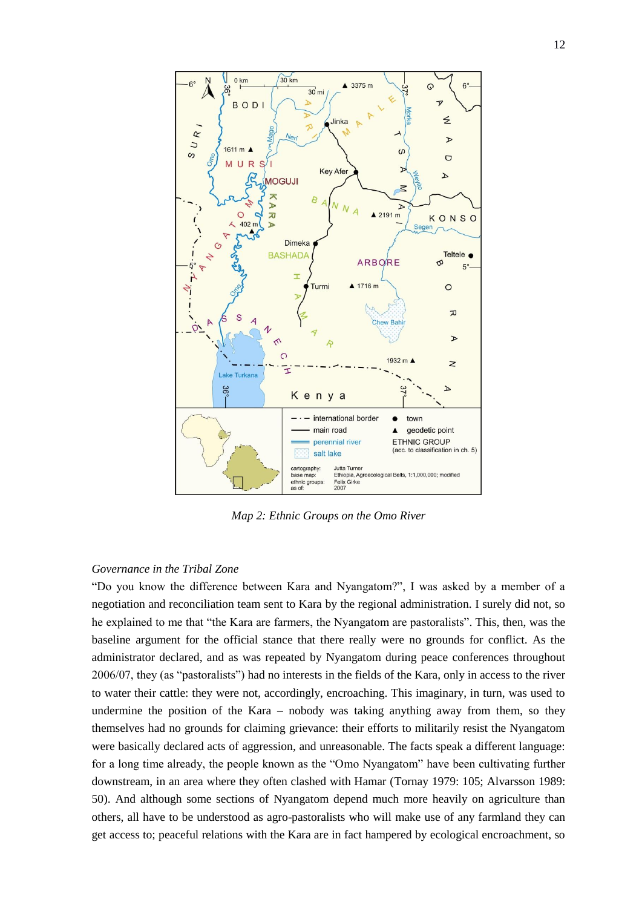*Map 2: Ethnic Groups on the Omo River*

*Governance in the Tribal Zone*

"Do you know the difference between Kara and Nyangatom?", I was asked by a member of a negotiation and reconciliation team sent to Kara by the regional administration. I surely did not, so he explained to me that "the Kara are farmers, the Nyangatom are pastoralists". This, then, was the baseline argument for the official stance that there really were no grounds for conflict. As the administrator declared, and as was repeated by Nyangatom during peace conferences throughout 2006/07, they (as "pastoralists") had no interests in the fields of the Kara, only in access to the river to water their cattle: they were not, accordingly, encroaching. This imaginary, in turn, was used to undermine the position of the Kara – nobody was taking anything away from them, so they themselves had no grounds for claiming grievance: their efforts to militarily resist the Nyangatom were basically declared acts of aggression, and unreasonable. The facts speak a different language: for a long time already, the people known as the "Omo Nyangatom" have been cultivating further downstream, in an area where they often clashed with Hamar (Tornay 1979: 105; Alvarsson 1989: 50). And although some sections of Nyangatom depend much more heavily on agriculture than others, all have to be understood as agro-pastoralists who will make use of any farmland they can get access to; peaceful relations with the Kara are in fact hampered by ecological encroachment, so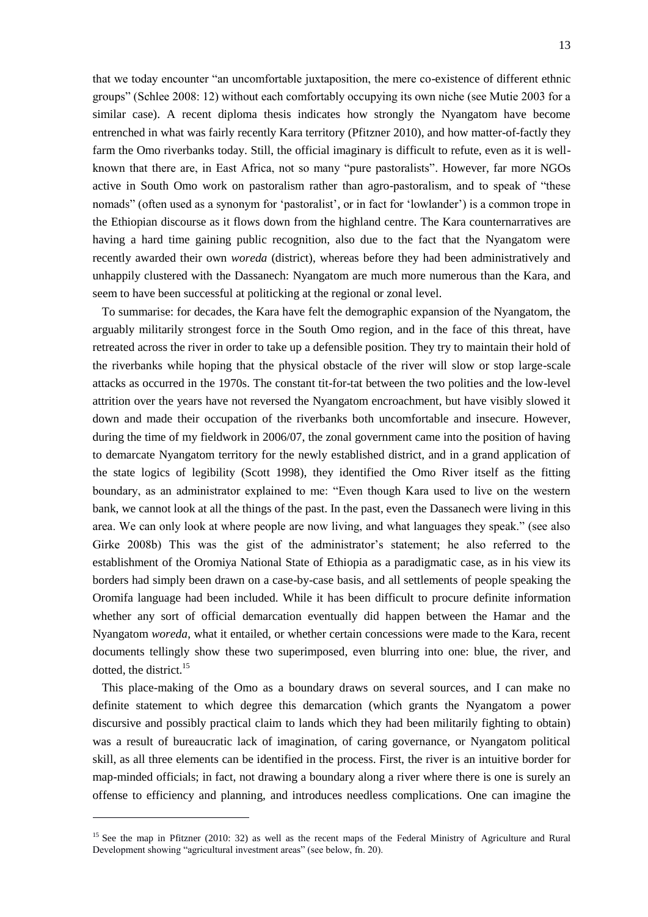that we today encounter "an uncomfortable juxtaposition, the mere co-existence of different ethnic groups" (Schlee 2008: 12) without each comfortably occupying its own niche (see Mutie 2003 for a similar case). A recent diploma thesis indicates how strongly the Nyangatom have become entrenched in what was fairly recently Kara territory (Pfitzner 2010), and how matter-of-factly they farm the Omo riverbanks today. Still, the official imaginary is difficult to refute, even as it is well-known that there are, in East Africa, not so many "pure pastoralists". However, far more NGOs active in South Omo work on pastoralism rather than agro-pastoralism, and to speak of "these nomads" (often used as a synonym for 'pastoralist', or in fact for 'lowlander') is a common trope in the Ethiopian discourse as it flows down from the highland centre. The Kara counternarratives are having a hard time gaining public recognition, also due to the fact that the Nyangatom were recently awarded their own *woreda* (district), whereas before they had been administratively and unhappily clustered with the Dassanech: Nyangatom are much more numerous than the Kara, and seem to have been successful at politicking at the regional or zonal level.

To summarise: for decades, the Kara have felt the demographic expansion of the Nyangatom, the arguably militarily strongest force in the South Omo region, and in the face of this threat, have retreated across the river in order to take up a defensible position. They try to maintain their hold of the riverbanks while hoping that the physical obstacle of the river will slow or stop large-scale attacks as occurred in the 1970s. The constant tit-for-tat between the two polities and the low-level attrition over the years have not reversed the Nyangatom encroachment, but have visibly slowed it down and made their occupation of the riverbanks both uncomfortable and insecure. However, during the time of my fieldwork in 2006/07, the zonal government came into the position of having to demarcate Nyangatom territory for the newly established district, and in a grand application of the state logics of legibility (Scott 1998), they identified the Omo River itself as the fitting boundary, as an administrator explained to me: "Even though Kara used to live on the western bank, we cannot look at all the things of the past. In the past, even the Dassanech were living in this area. We can only look at where people are now living, and what languages they speak." (see also Girke 2008b) This was the gist of the administrator's statement; he also referred to the establishment of the Oromiya National State of Ethiopia as a paradigmatic case, as in his view its borders had simply been drawn on a case-by-case basis, and all settlements of people speaking the Oromifa language had been included. While it has been difficult to procure definite information whether any sort of official demarcation eventually did happen between the Hamar and the Nyangatom *woreda*, what it entailed, or whether certain concessions were made to the Kara, recent documents tellingly show these two superimposed, even blurring into one: blue, the river, and dotted, the district.[15]

This place-making of the Omo as a boundary draws on several sources, and I can make no definite statement to which degree this demarcation (which grants the Nyangatom a power discursive and possibly practical claim to lands which they had been militarily fighting to obtain) was a result of bureaucratic lack of imagination, of caring governance, or Nyangatom political skill, as all three elements can be identified in the process. First, the river is an intuitive border for map-minded officials; in fact, not drawing a boundary along a river where there is one is surely an offense to efficiency and planning, and introduces needless complications. One can imagine the

---

[15] See the map in Pfitzner (2010: 32) as well as the recent maps of the Federal Ministry of Agriculture and Rural Development showing "agricultural investment areas" (see below, fn. 20).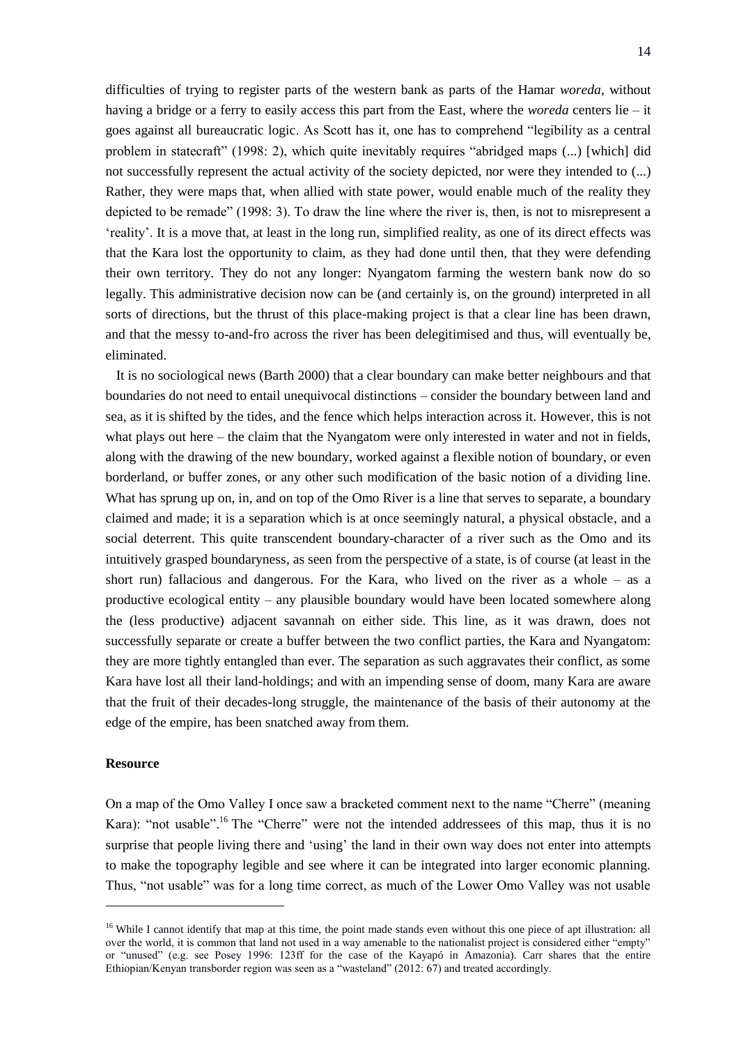difficulties of trying to register parts of the western bank as parts of the Hamar *woreda*, without having a bridge or a ferry to easily access this part from the East, where the *woreda* centers lie – it goes against all bureaucratic logic. As Scott has it, one has to comprehend "legibility as a central problem in statecraft" (1998: 2), which quite inevitably requires "abridged maps (...) [which] did not successfully represent the actual activity of the society depicted, nor were they intended to (...) Rather, they were maps that, when allied with state power, would enable much of the reality they depicted to be remade" (1998: 3). To draw the line where the river is, then, is not to misrepresent a 'reality'. It is a move that, at least in the long run, simplified reality, as one of its direct effects was that the Kara lost the opportunity to claim, as they had done until then, that they were defending their own territory. They do not any longer: Nyangatom farming the western bank now do so legally. This administrative decision now can be (and certainly is, on the ground) interpreted in all sorts of directions, but the thrust of this place-making project is that a clear line has been drawn, and that the messy to-and-fro across the river has been delegitimised and thus, will eventually be, eliminated.

It is no sociological news (Barth 2000) that a clear boundary can make better neighbours and that boundaries do not need to entail unequivocal distinctions – consider the boundary between land and sea, as it is shifted by the tides, and the fence which helps interaction across it. However, this is not what plays out here – the claim that the Nyangatom were only interested in water and not in fields, along with the drawing of the new boundary, worked against a flexible notion of boundary, or even borderland, or buffer zones, or any other such modification of the basic notion of a dividing line. What has sprung up on, in, and on top of the Omo River is a line that serves to separate, a boundary claimed and made; it is a separation which is at once seemingly natural, a physical obstacle, and a social deterrent. This quite transcendent boundary-character of a river such as the Omo and its intuitively grasped boundaryness, as seen from the perspective of a state, is of course (at least in the short run) fallacious and dangerous. For the Kara, who lived on the river as a whole – as a productive ecological entity – any plausible boundary would have been located somewhere along the (less productive) adjacent savannah on either side. This line, as it was drawn, does not successfully separate or create a buffer between the two conflict parties, the Kara and Nyangatom: they are more tightly entangled than ever. The separation as such aggravates their conflict, as some Kara have lost all their land-holdings; and with an impending sense of doom, many Kara are aware that the fruit of their decades-long struggle, the maintenance of the basis of their autonomy at the edge of the empire, has been snatched away from them.

### Resource

On a map of the Omo Valley I once saw a bracketed comment next to the name "Cherre" (meaning Kara): "not usable".[16] The "Cherre" were not the intended addressees of this map, thus it is no surprise that people living there and 'using' the land in their own way does not enter into attempts to make the topography legible and see where it can be integrated into larger economic planning. Thus, "not usable" was for a long time correct, as much of the Lower Omo Valley was not usable

---

[16] While I cannot identify that map at this time, the point made stands even without this one piece of apt illustration: all over the world, it is common that land not used in a way amenable to the nationalist project is considered either "empty" or "unused" (e.g. see Posey 1996: 123ff for the case of the Kayapó in Amazonia). Carr shares that the entire Ethiopian/Kenyan transborder region was seen as a "wasteland" (2012: 67) and treated accordingly.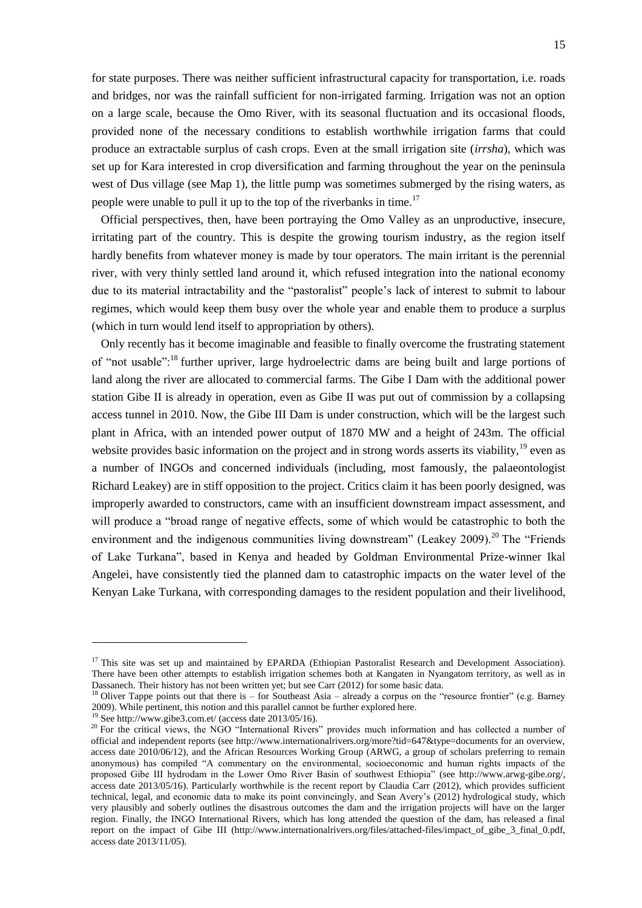for state purposes. There was neither sufficient infrastructural capacity for transportation, i.e. roads and bridges, nor was the rainfall sufficient for non-irrigated farming. Irrigation was not an option on a large scale, because the Omo River, with its seasonal fluctuation and its occasional floods, provided none of the necessary conditions to establish worthwhile irrigation farms that could produce an extractable surplus of cash crops. Even at the small irrigation site (*irrsha*), which was set up for Kara interested in crop diversification and farming throughout the year on the peninsula west of Dus village (see Map 1), the little pump was sometimes submerged by the rising waters, as people were unable to pull it up to the top of the riverbanks in time.[17]

Official perspectives, then, have been portraying the Omo Valley as an unproductive, insecure, irritating part of the country. This is despite the growing tourism industry, as the region itself hardly benefits from whatever money is made by tour operators. The main irritant is the perennial river, with very thinly settled land around it, which refused integration into the national economy due to its material intractability and the "pastoralist" people's lack of interest to submit to labour regimes, which would keep them busy over the whole year and enable them to produce a surplus (which in turn would lend itself to appropriation by others).

Only recently has it become imaginable and feasible to finally overcome the frustrating statement of "not usable":[18] further upriver, large hydroelectric dams are being built and large portions of land along the river are allocated to commercial farms. The Gibe I Dam with the additional power station Gibe II is already in operation, even as Gibe II was put out of commission by a collapsing access tunnel in 2010. Now, the Gibe III Dam is under construction, which will be the largest such plant in Africa, with an intended power output of 1870 MW and a height of 243m. The official website provides basic information on the project and in strong words asserts its viability,[19] even as a number of INGOs and concerned individuals (including, most famously, the palaeontologist Richard Leakey) are in stiff opposition to the project. Critics claim it has been poorly designed, was improperly awarded to constructors, came with an insufficient downstream impact assessment, and will produce a "broad range of negative effects, some of which would be catastrophic to both the environment and the indigenous communities living downstream" (Leakey 2009).[20] The "Friends of Lake Turkana", based in Kenya and headed by Goldman Environmental Prize-winner Ikal Angelei, have consistently tied the planned dam to catastrophic impacts on the water level of the Kenyan Lake Turkana, with corresponding damages to the resident population and their livelihood,

---

[17] This site was set up and maintained by EPARDA (Ethiopian Pastoralist Research and Development Association). There have been other attempts to establish irrigation schemes both at Kangaten in Nyangatom territory, as well as in Dassanech. Their history has not been written yet; but see Carr (2012) for some basic data.

[18] Oliver Tappe points out that there is – for Southeast Asia – already a corpus on the "resource frontier" (e.g. Barney 2009). While pertinent, this notion and this parallel cannot be further explored here.

[19] See http://www.gibe3.com.et/ (access date 2013/05/16).

[20] For the critical views, the NGO "International Rivers" provides much information and has collected a number of official and independent reports (see http://www.internationalrivers.org/more?tid=647&type=documents for an overview, access date 2010/06/12), and the African Resources Working Group (ARWG, a group of scholars preferring to remain anonymous) has compiled "A commentary on the environmental, socioeconomic and human rights impacts of the proposed Gibe III hydrodam in the Lower Omo River Basin of southwest Ethiopia" (see http://www.arwg-gibe.org/, access date 2013/05/16). Particularly worthwhile is the recent report by Claudia Carr (2012), which provides sufficient technical, legal, and economic data to make its point convincingly, and Sean Avery's (2012) hydrological study, which very plausibly and soberly outlines the disastrous outcomes the dam and the irrigation projects will have on the larger region. Finally, the INGO International Rivers, which has long attended the question of the dam, has released a final report on the impact of Gibe III (http://www.internationalrivers.org/files/attached-files/impact_of_gibe_3_final_0.pdf, access date 2013/11/05).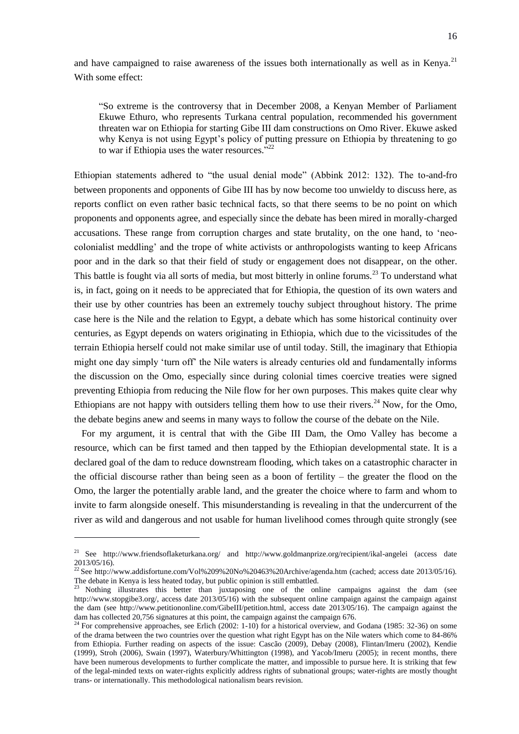and have campaigned to raise awareness of the issues both internationally as well as in Kenya.[21] With some effect:

> "So extreme is the controversy that in December 2008, a Kenyan Member of Parliament Ekuwe Ethuro, who represents Turkana central population, recommended his government threaten war on Ethiopia for starting Gibe III dam constructions on Omo River. Ekuwe asked why Kenya is not using Egypt's policy of putting pressure on Ethiopia by threatening to go to war if Ethiopia uses the water resources."[22]

Ethiopian statements adhered to "the usual denial mode" (Abbink 2012: 132). The to-and-fro between proponents and opponents of Gibe III has by now become too unwieldy to discuss here, as reports conflict on even rather basic technical facts, so that there seems to be no point on which proponents and opponents agree, and especially since the debate has been mired in morally-charged accusations. These range from corruption charges and state brutality, on the one hand, to 'neo-colonialist meddling' and the trope of white activists or anthropologists wanting to keep Africans poor and in the dark so that their field of study or engagement does not disappear, on the other. This battle is fought via all sorts of media, but most bitterly in online forums.[23] To understand what is, in fact, going on it needs to be appreciated that for Ethiopia, the question of its own waters and their use by other countries has been an extremely touchy subject throughout history. The prime case here is the Nile and the relation to Egypt, a debate which has some historical continuity over centuries, as Egypt depends on waters originating in Ethiopia, which due to the vicissitudes of the terrain Ethiopia herself could not make similar use of until today. Still, the imaginary that Ethiopia might one day simply 'turn off' the Nile waters is already centuries old and fundamentally informs the discussion on the Omo, especially since during colonial times coercive treaties were signed preventing Ethiopia from reducing the Nile flow for her own purposes. This makes quite clear why Ethiopians are not happy with outsiders telling them how to use their rivers.[24] Now, for the Omo, the debate begins anew and seems in many ways to follow the course of the debate on the Nile.

For my argument, it is central that with the Gibe III Dam, the Omo Valley has become a resource, which can be first tamed and then tapped by the Ethiopian developmental state. It is a declared goal of the dam to reduce downstream flooding, which takes on a catastrophic character in the official discourse rather than being seen as a boon of fertility – the greater the flood on the Omo, the larger the potentially arable land, and the greater the choice where to farm and whom to invite to farm alongside oneself. This misunderstanding is revealing in that the undercurrent of the river as wild and dangerous and not usable for human livelihood comes through quite strongly (see

---

[21] See http://www.friendsoflaketurkana.org/ and http://www.goldmanprize.org/recipient/ikal-angelei (access date 2013/05/16).

[22] See http://www.addisfortune.com/Vol%209%20No%20463%20Archive/agenda.htm (cached; access date 2013/05/16). The debate in Kenya is less heated today, but public opinion is still embattled.

[23] Nothing illustrates this better than juxtaposing one of the online campaigns against the dam (see http://www.stopgibe3.org/, access date 2013/05/16) with the subsequent online campaign against the campaign against the dam (see http://www.petitiononline.com/GibeIII/petition.html, access date 2013/05/16). The campaign against the dam has collected 20,756 signatures at this point, the campaign against the campaign 676.

[24] For comprehensive approaches, see Erlich (2002: 1-10) for a historical overview, and Godana (1985: 32-36) on some of the drama between the two countries over the question what right Egypt has on the Nile waters which come to 84-86% from Ethiopia. Further reading on aspects of the issue: Cascão (2009), Debay (2008), Flintan/Imeru (2002), Kendie (1999), Stroh (2006), Swain (1997), Waterbury/Whittington (1998), and Yacob/Imeru (2005); in recent months, there have been numerous developments to further complicate the matter, and impossible to pursue here. It is striking that few of the legal-minded texts on water-rights explicitly address rights of subnational groups; water-rights are mostly thought trans- or internationally. This methodological nationalism bears revision.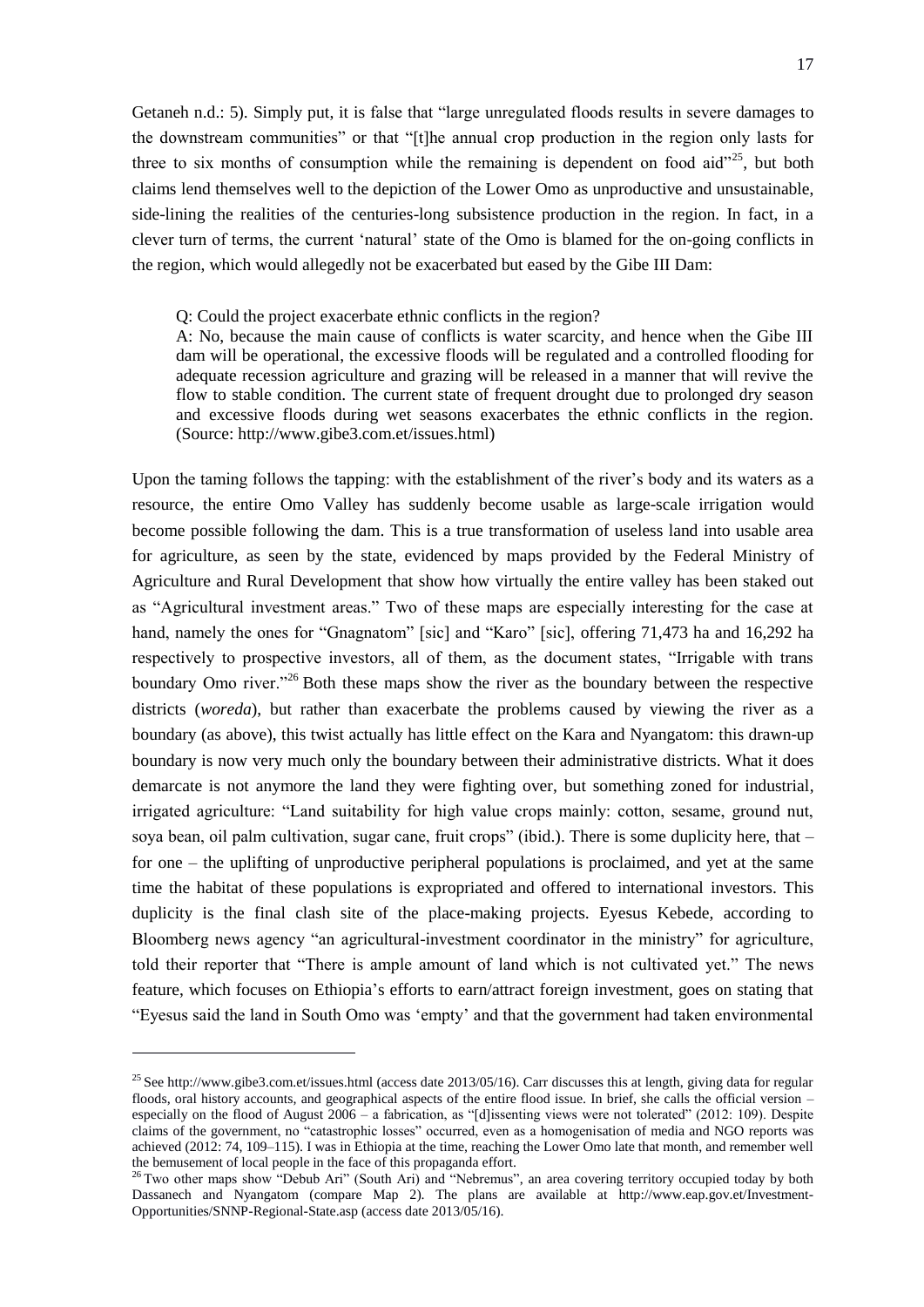Getaneh n.d.: 5). Simply put, it is false that "large unregulated floods results in severe damages to the downstream communities" or that "[t]he annual crop production in the region only lasts for three to six months of consumption while the remaining is dependent on food aid"[25], but both claims lend themselves well to the depiction of the Lower Omo as unproductive and unsustainable, side-lining the realities of the centuries-long subsistence production in the region. In fact, in a clever turn of terms, the current 'natural' state of the Omo is blamed for the on-going conflicts in the region, which would allegedly not be exacerbated but eased by the Gibe III Dam:

> Q: Could the project exacerbate ethnic conflicts in the region?
>
> A: No, because the main cause of conflicts is water scarcity, and hence when the Gibe III dam will be operational, the excessive floods will be regulated and a controlled flooding for adequate recession agriculture and grazing will be released in a manner that will revive the flow to stable condition. The current state of frequent drought due to prolonged dry season and excessive floods during wet seasons exacerbates the ethnic conflicts in the region. (Source: http://www.gibe3.com.et/issues.html)

Upon the taming follows the tapping: with the establishment of the river's body and its waters as a resource, the entire Omo Valley has suddenly become usable as large-scale irrigation would become possible following the dam. This is a true transformation of useless land into usable area for agriculture, as seen by the state, evidenced by maps provided by the Federal Ministry of Agriculture and Rural Development that show how virtually the entire valley has been staked out as "Agricultural investment areas." Two of these maps are especially interesting for the case at hand, namely the ones for "Gnagnatom" [sic] and "Karo" [sic], offering 71,473 ha and 16,292 ha respectively to prospective investors, all of them, as the document states, "Irrigable with trans boundary Omo river."[26] Both these maps show the river as the boundary between the respective districts (*woreda*), but rather than exacerbate the problems caused by viewing the river as a boundary (as above), this twist actually has little effect on the Kara and Nyangatom: this drawn-up boundary is now very much only the boundary between their administrative districts. What it does demarcate is not anymore the land they were fighting over, but something zoned for industrial, irrigated agriculture: "Land suitability for high value crops mainly: cotton, sesame, ground nut, soya bean, oil palm cultivation, sugar cane, fruit crops" (ibid.). There is some duplicity here, that – for one – the uplifting of unproductive peripheral populations is proclaimed, and yet at the same time the habitat of these populations is expropriated and offered to international investors. This duplicity is the final clash site of the place-making projects. Eyesus Kebede, according to Bloomberg news agency "an agricultural-investment coordinator in the ministry" for agriculture, told their reporter that "There is ample amount of land which is not cultivated yet." The news feature, which focuses on Ethiopia's efforts to earn/attract foreign investment, goes on stating that "Eyesus said the land in South Omo was 'empty' and that the government had taken environmental

---

[25] See http://www.gibe3.com.et/issues.html (access date 2013/05/16). Carr discusses this at length, giving data for regular floods, oral history accounts, and geographical aspects of the entire flood issue. In brief, she calls the official version – especially on the flood of August 2006 – a fabrication, as "[d]issenting views were not tolerated" (2012: 109). Despite claims of the government, no "catastrophic losses" occurred, even as a homogenisation of media and NGO reports was achieved (2012: 74, 109–115). I was in Ethiopia at the time, reaching the Lower Omo late that month, and remember well the bemusement of local people in the face of this propaganda effort.

[26] Two other maps show "Debub Ari" (South Ari) and "Nebremus", an area covering territory occupied today by both Dassanech and Nyangatom (compare Map 2). The plans are available at http://www.eap.gov.et/Investment-Opportunities/SNNP-Regional-State.asp (access date 2013/05/16).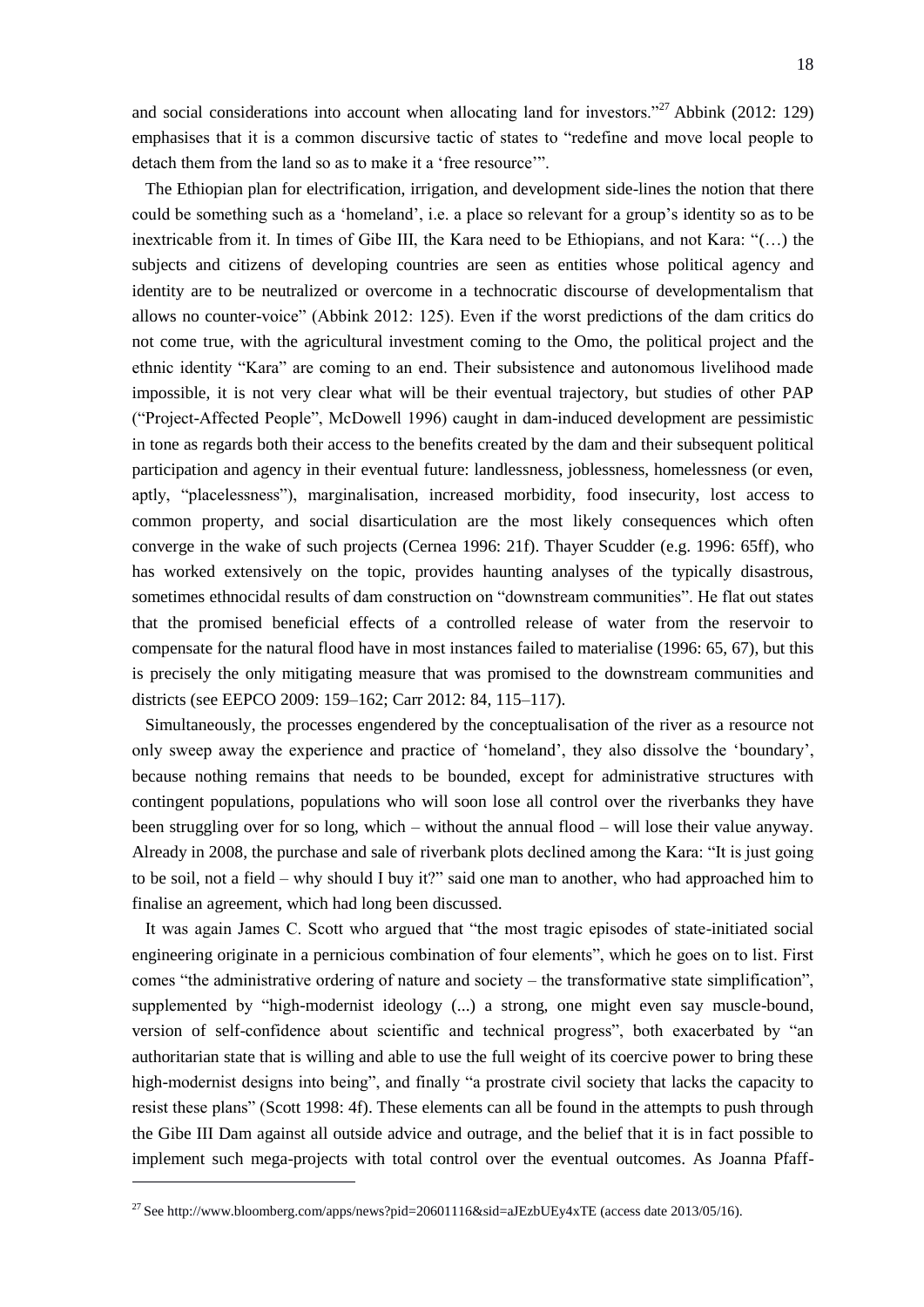and social considerations into account when allocating land for investors."[27] Abbink (2012: 129) emphasises that it is a common discursive tactic of states to "redefine and move local people to detach them from the land so as to make it a 'free resource'".

The Ethiopian plan for electrification, irrigation, and development side-lines the notion that there could be something such as a 'homeland', i.e. a place so relevant for a group's identity so as to be inextricable from it. In times of Gibe III, the Kara need to be Ethiopians, and not Kara: "(…) the subjects and citizens of developing countries are seen as entities whose political agency and identity are to be neutralized or overcome in a technocratic discourse of developmentalism that allows no counter-voice" (Abbink 2012: 125). Even if the worst predictions of the dam critics do not come true, with the agricultural investment coming to the Omo, the political project and the ethnic identity "Kara" are coming to an end. Their subsistence and autonomous livelihood made impossible, it is not very clear what will be their eventual trajectory, but studies of other PAP ("Project-Affected People", McDowell 1996) caught in dam-induced development are pessimistic in tone as regards both their access to the benefits created by the dam and their subsequent political participation and agency in their eventual future: landlessness, joblessness, homelessness (or even, aptly, "placelessness"), marginalisation, increased morbidity, food insecurity, lost access to common property, and social disarticulation are the most likely consequences which often converge in the wake of such projects (Cernea 1996: 21f). Thayer Scudder (e.g. 1996: 65ff), who has worked extensively on the topic, provides haunting analyses of the typically disastrous, sometimes ethnocidal results of dam construction on "downstream communities". He flat out states that the promised beneficial effects of a controlled release of water from the reservoir to compensate for the natural flood have in most instances failed to materialise (1996: 65, 67), but this is precisely the only mitigating measure that was promised to the downstream communities and districts (see EEPCO 2009: 159–162; Carr 2012: 84, 115–117).

Simultaneously, the processes engendered by the conceptualisation of the river as a resource not only sweep away the experience and practice of 'homeland', they also dissolve the 'boundary', because nothing remains that needs to be bounded, except for administrative structures with contingent populations, populations who will soon lose all control over the riverbanks they have been struggling over for so long, which – without the annual flood – will lose their value anyway. Already in 2008, the purchase and sale of riverbank plots declined among the Kara: "It is just going to be soil, not a field – why should I buy it?" said one man to another, who had approached him to finalise an agreement, which had long been discussed.

It was again James C. Scott who argued that "the most tragic episodes of state-initiated social engineering originate in a pernicious combination of four elements", which he goes on to list. First comes "the administrative ordering of nature and society – the transformative state simplification", supplemented by "high-modernist ideology (...) a strong, one might even say muscle-bound, version of self-confidence about scientific and technical progress", both exacerbated by "an authoritarian state that is willing and able to use the full weight of its coercive power to bring these high-modernist designs into being", and finally "a prostrate civil society that lacks the capacity to resist these plans" (Scott 1998: 4f). These elements can all be found in the attempts to push through the Gibe III Dam against all outside advice and outrage, and the belief that it is in fact possible to implement such mega-projects with total control over the eventual outcomes. As Joanna Pfaff-

[27] See http://www.bloomberg.com/apps/news?pid=20601116&sid=aJEzbUEy4xTE (access date 2013/05/16).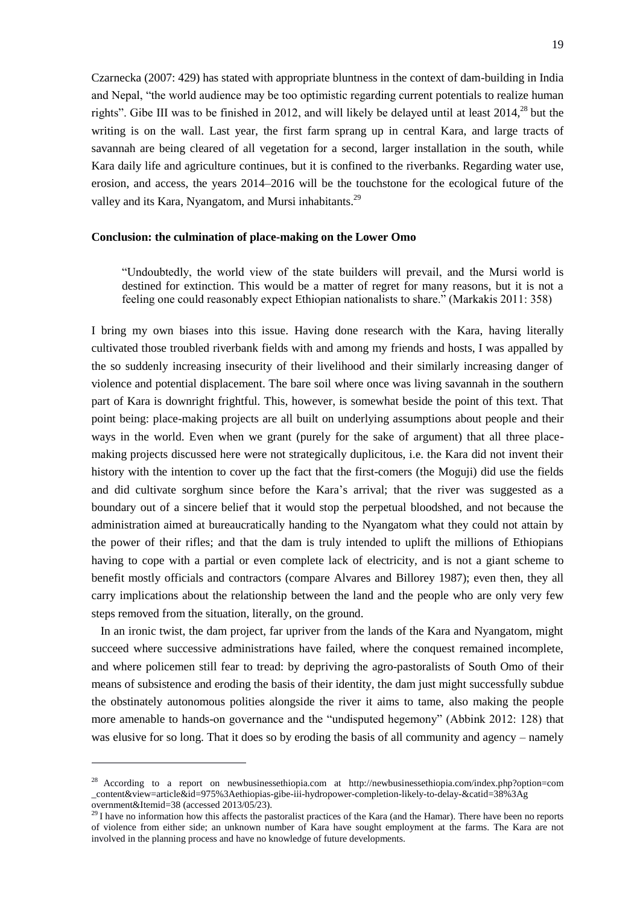Czarnecka (2007: 429) has stated with appropriate bluntness in the context of dam-building in India and Nepal, "the world audience may be too optimistic regarding current potentials to realize human rights". Gibe III was to be finished in 2012, and will likely be delayed until at least 2014,[28] but the writing is on the wall. Last year, the first farm sprang up in central Kara, and large tracts of savannah are being cleared of all vegetation for a second, larger installation in the south, while Kara daily life and agriculture continues, but it is confined to the riverbanks. Regarding water use, erosion, and access, the years 2014–2016 will be the touchstone for the ecological future of the valley and its Kara, Nyangatom, and Mursi inhabitants.[29]

**Conclusion: the culmination of place-making on the Lower Omo**

> "Undoubtedly, the world view of the state builders will prevail, and the Mursi world is destined for extinction. This would be a matter of regret for many reasons, but it is not a feeling one could reasonably expect Ethiopian nationalists to share." (Markakis 2011: 358)

I bring my own biases into this issue. Having done research with the Kara, having literally cultivated those troubled riverbank fields with and among my friends and hosts, I was appalled by the so suddenly increasing insecurity of their livelihood and their similarly increasing danger of violence and potential displacement. The bare soil where once was living savannah in the southern part of Kara is downright frightful. This, however, is somewhat beside the point of this text. That point being: place-making projects are all built on underlying assumptions about people and their ways in the world. Even when we grant (purely for the sake of argument) that all three place-making projects discussed here were not strategically duplicitous, i.e. the Kara did not invent their history with the intention to cover up the fact that the first-comers (the Moguji) did use the fields and did cultivate sorghum since before the Kara's arrival; that the river was suggested as a boundary out of a sincere belief that it would stop the perpetual bloodshed, and not because the administration aimed at bureaucratically handing to the Nyangatom what they could not attain by the power of their rifles; and that the dam is truly intended to uplift the millions of Ethiopians having to cope with a partial or even complete lack of electricity, and is not a giant scheme to benefit mostly officials and contractors (compare Alvares and Billorey 1987); even then, they all carry implications about the relationship between the land and the people who are only very few steps removed from the situation, literally, on the ground.

In an ironic twist, the dam project, far upriver from the lands of the Kara and Nyangatom, might succeed where successive administrations have failed, where the conquest remained incomplete, and where policemen still fear to tread: by depriving the agro-pastoralists of South Omo of their means of subsistence and eroding the basis of their identity, the dam just might successfully subdue the obstinately autonomous polities alongside the river it aims to tame, also making the people more amenable to hands-on governance and the "undisputed hegemony" (Abbink 2012: 128) that was elusive for so long. That it does so by eroding the basis of all community and agency – namely

---

[28] According to a report on newbusinessethiopia.com at http://newbusinessethiopia.com/index.php?option=com_content&view=article&id=975%3Aethiopias-gibe-iii-hydropower-completion-likely-to-delay-&catid=38%3Agovernment&Itemid=38 (accessed 2013/05/23).

[29] I have no information how this affects the pastoralist practices of the Kara (and the Hamar). There have been no reports of violence from either side; an unknown number of Kara have sought employment at the farms. The Kara are not involved in the planning process and have no knowledge of future developments.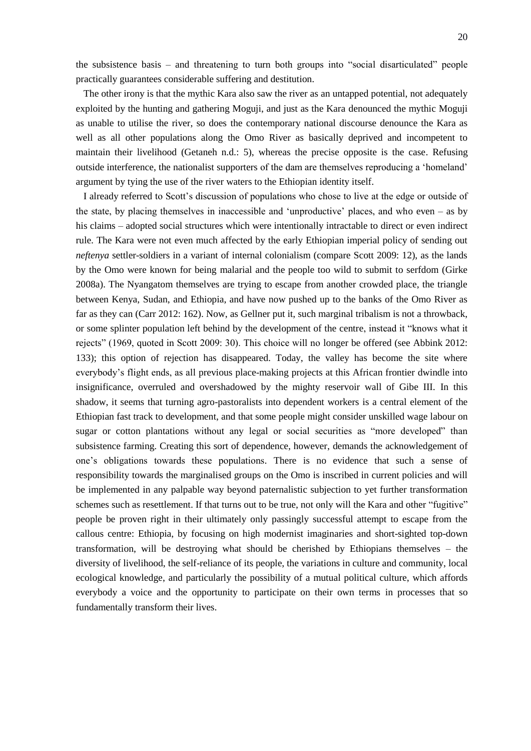the subsistence basis – and threatening to turn both groups into "social disarticulated" people practically guarantees considerable suffering and destitution.

The other irony is that the mythic Kara also saw the river as an untapped potential, not adequately exploited by the hunting and gathering Moguji, and just as the Kara denounced the mythic Moguji as unable to utilise the river, so does the contemporary national discourse denounce the Kara as well as all other populations along the Omo River as basically deprived and incompetent to maintain their livelihood (Getaneh n.d.: 5), whereas the precise opposite is the case. Refusing outside interference, the nationalist supporters of the dam are themselves reproducing a 'homeland' argument by tying the use of the river waters to the Ethiopian identity itself.

I already referred to Scott's discussion of populations who chose to live at the edge or outside of the state, by placing themselves in inaccessible and 'unproductive' places, and who even – as by his claims – adopted social structures which were intentionally intractable to direct or even indirect rule. The Kara were not even much affected by the early Ethiopian imperial policy of sending out *neftenya* settler-soldiers in a variant of internal colonialism (compare Scott 2009: 12), as the lands by the Omo were known for being malarial and the people too wild to submit to serfdom (Girke 2008a). The Nyangatom themselves are trying to escape from another crowded place, the triangle between Kenya, Sudan, and Ethiopia, and have now pushed up to the banks of the Omo River as far as they can (Carr 2012: 162). Now, as Gellner put it, such marginal tribalism is not a throwback, or some splinter population left behind by the development of the centre, instead it "knows what it rejects" (1969, quoted in Scott 2009: 30). This choice will no longer be offered (see Abbink 2012: 133); this option of rejection has disappeared. Today, the valley has become the site where everybody's flight ends, as all previous place-making projects at this African frontier dwindle into insignificance, overruled and overshadowed by the mighty reservoir wall of Gibe III. In this shadow, it seems that turning agro-pastoralists into dependent workers is a central element of the Ethiopian fast track to development, and that some people might consider unskilled wage labour on sugar or cotton plantations without any legal or social securities as "more developed" than subsistence farming. Creating this sort of dependence, however, demands the acknowledgement of one's obligations towards these populations. There is no evidence that such a sense of responsibility towards the marginalised groups on the Omo is inscribed in current policies and will be implemented in any palpable way beyond paternalistic subjection to yet further transformation schemes such as resettlement. If that turns out to be true, not only will the Kara and other "fugitive" people be proven right in their ultimately only passingly successful attempt to escape from the callous centre: Ethiopia, by focusing on high modernist imaginaries and short-sighted top-down transformation, will be destroying what should be cherished by Ethiopians themselves – the diversity of livelihood, the self-reliance of its people, the variations in culture and community, local ecological knowledge, and particularly the possibility of a mutual political culture, which affords everybody a voice and the opportunity to participate on their own terms in processes that so fundamentally transform their lives.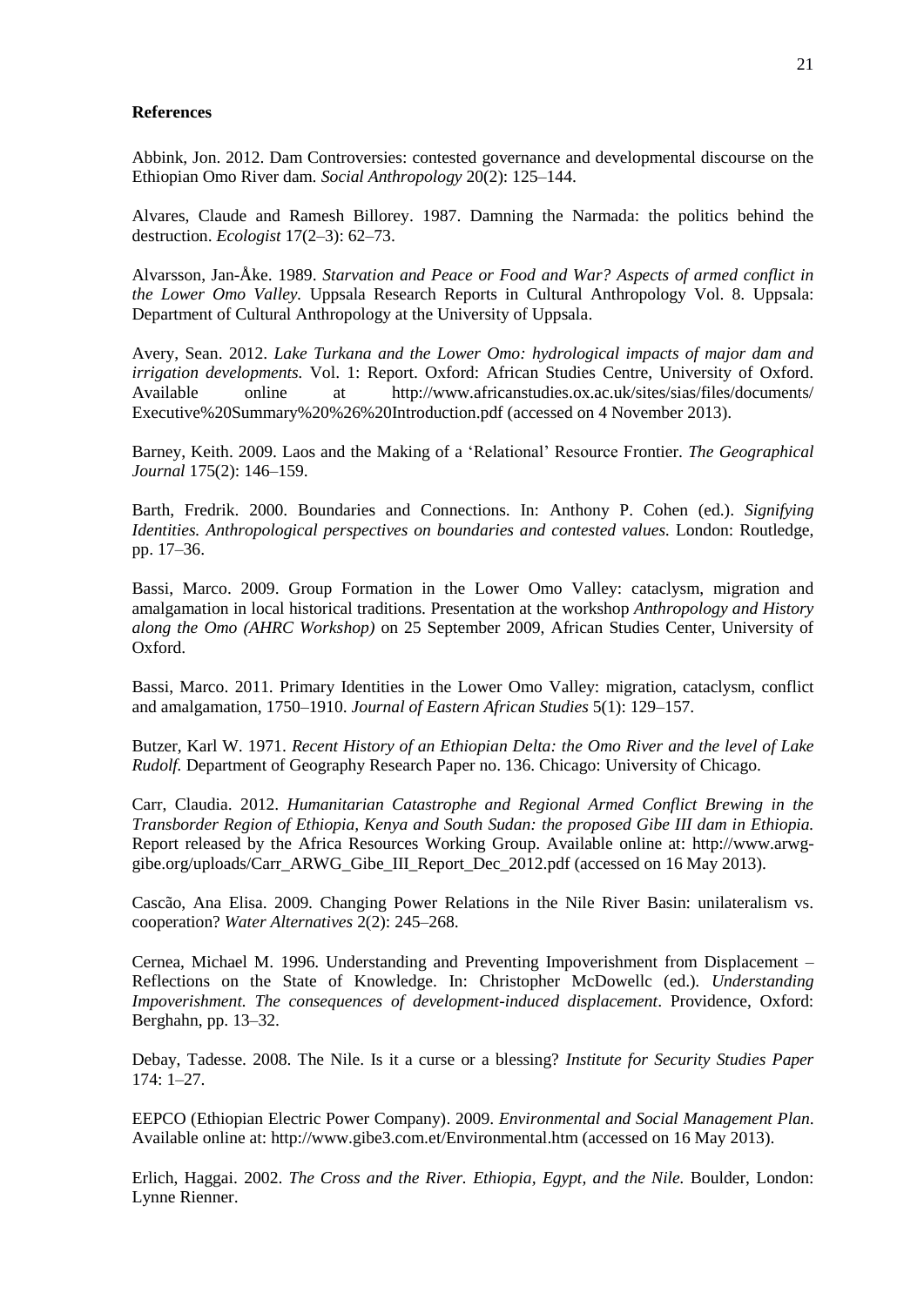**References**

Abbink, Jon. 2012. Dam Controversies: contested governance and developmental discourse on the Ethiopian Omo River dam. *Social Anthropology* 20(2): 125–144.

Alvares, Claude and Ramesh Billorey. 1987. Damning the Narmada: the politics behind the destruction. *Ecologist* 17(2–3): 62–73.

Alvarsson, Jan-Åke. 1989. *Starvation and Peace or Food and War? Aspects of armed conflict in the Lower Omo Valley.* Uppsala Research Reports in Cultural Anthropology Vol. 8. Uppsala: Department of Cultural Anthropology at the University of Uppsala.

Avery, Sean. 2012. *Lake Turkana and the Lower Omo: hydrological impacts of major dam and irrigation developments.* Vol. 1: Report. Oxford: African Studies Centre, University of Oxford. Available online at http://www.africanstudies.ox.ac.uk/sites/sias/files/documents/Executive%20Summary%20%26%20Introduction.pdf (accessed on 4 November 2013).

Barney, Keith. 2009. Laos and the Making of a 'Relational' Resource Frontier. *The Geographical Journal* 175(2): 146–159.

Barth, Fredrik. 2000. Boundaries and Connections. In: Anthony P. Cohen (ed.). *Signifying Identities. Anthropological perspectives on boundaries and contested values.* London: Routledge, pp. 17–36.

Bassi, Marco. 2009. Group Formation in the Lower Omo Valley: cataclysm, migration and amalgamation in local historical traditions. Presentation at the workshop *Anthropology and History along the Omo (AHRC Workshop)* on 25 September 2009, African Studies Center, University of Oxford.

Bassi, Marco. 2011. Primary Identities in the Lower Omo Valley: migration, cataclysm, conflict and amalgamation, 1750–1910. *Journal of Eastern African Studies* 5(1): 129–157.

Butzer, Karl W. 1971. *Recent History of an Ethiopian Delta: the Omo River and the level of Lake Rudolf.* Department of Geography Research Paper no. 136. Chicago: University of Chicago.

Carr, Claudia. 2012. *Humanitarian Catastrophe and Regional Armed Conflict Brewing in the Transborder Region of Ethiopia, Kenya and South Sudan: the proposed Gibe III dam in Ethiopia.* Report released by the Africa Resources Working Group. Available online at: http://www.arwg-gibe.org/uploads/Carr_ARWG_Gibe_III_Report_Dec_2012.pdf (accessed on 16 May 2013).

Cascão, Ana Elisa. 2009. Changing Power Relations in the Nile River Basin: unilateralism vs. cooperation? *Water Alternatives* 2(2): 245–268.

Cernea, Michael M. 1996. Understanding and Preventing Impoverishment from Displacement – Reflections on the State of Knowledge. In: Christopher McDowellc (ed.). *Understanding Impoverishment. The consequences of development-induced displacement*. Providence, Oxford: Berghahn, pp. 13–32.

Debay, Tadesse. 2008. The Nile. Is it a curse or a blessing? *Institute for Security Studies Paper* 174: 1–27.

EEPCO (Ethiopian Electric Power Company). 2009. *Environmental and Social Management Plan*. Available online at: http://www.gibe3.com.et/Environmental.htm (accessed on 16 May 2013).

Erlich, Haggai. 2002. *The Cross and the River. Ethiopia, Egypt, and the Nile.* Boulder, London: Lynne Rienner.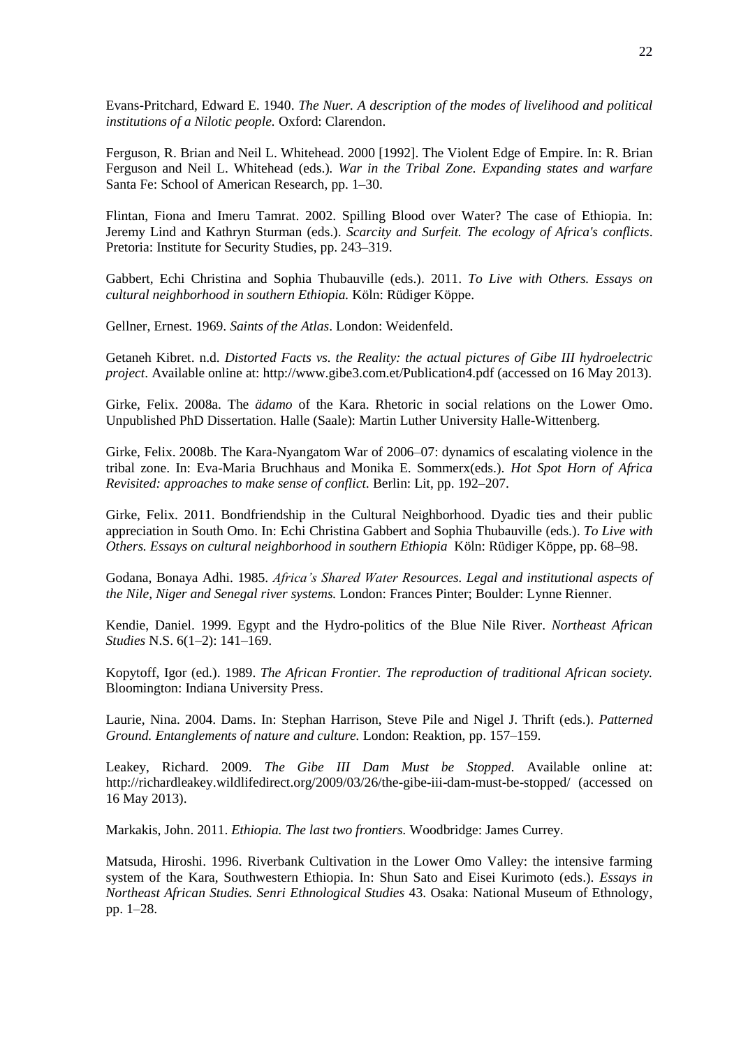Evans-Pritchard, Edward E. 1940. *The Nuer. A description of the modes of livelihood and political institutions of a Nilotic people.* Oxford: Clarendon.

Ferguson, R. Brian and Neil L. Whitehead. 2000 [1992]. The Violent Edge of Empire. In: R. Brian Ferguson and Neil L. Whitehead (eds.)*. War in the Tribal Zone. Expanding states and warfare* Santa Fe: School of American Research, pp. 1–30.

Flintan, Fiona and Imeru Tamrat. 2002. Spilling Blood over Water? The case of Ethiopia. In: Jeremy Lind and Kathryn Sturman (eds.). *Scarcity and Surfeit. The ecology of Africa's conflicts*. Pretoria: Institute for Security Studies, pp. 243–319.

Gabbert, Echi Christina and Sophia Thubauville (eds.). 2011. *To Live with Others. Essays on cultural neighborhood in southern Ethiopia.* Köln: Rüdiger Köppe.

Gellner, Ernest. 1969. *Saints of the Atlas*. London: Weidenfeld.

Getaneh Kibret. n.d. *Distorted Facts vs. the Reality: the actual pictures of Gibe III hydroelectric project*. Available online at: http://www.gibe3.com.et/Publication4.pdf (accessed on 16 May 2013).

Girke, Felix. 2008a. The *ädamo* of the Kara. Rhetoric in social relations on the Lower Omo. Unpublished PhD Dissertation. Halle (Saale): Martin Luther University Halle-Wittenberg.

Girke, Felix. 2008b. The Kara-Nyangatom War of 2006–07: dynamics of escalating violence in the tribal zone. In: Eva-Maria Bruchhaus and Monika E. Sommerx(eds.). *Hot Spot Horn of Africa Revisited: approaches to make sense of conflict*. Berlin: Lit, pp. 192–207.

Girke, Felix. 2011. Bondfriendship in the Cultural Neighborhood. Dyadic ties and their public appreciation in South Omo. In: Echi Christina Gabbert and Sophia Thubauville (eds.). *To Live with Others. Essays on cultural neighborhood in southern Ethiopia* Köln: Rüdiger Köppe, pp. 68–98.

Godana, Bonaya Adhi. 1985. *Africa's Shared Water Resources. Legal and institutional aspects of the Nile, Niger and Senegal river systems.* London: Frances Pinter; Boulder: Lynne Rienner.

Kendie, Daniel. 1999. Egypt and the Hydro-politics of the Blue Nile River. *Northeast African Studies* N.S. 6(1–2): 141–169.

Kopytoff, Igor (ed.). 1989. *The African Frontier. The reproduction of traditional African society.* Bloomington: Indiana University Press.

Laurie, Nina. 2004. Dams. In: Stephan Harrison, Steve Pile and Nigel J. Thrift (eds.). *Patterned Ground. Entanglements of nature and culture.* London: Reaktion, pp. 157–159.

Leakey, Richard. 2009. *The Gibe III Dam Must be Stopped*. Available online at: http://richardleakey.wildlifedirect.org/2009/03/26/the-gibe-iii-dam-must-be-stopped/ (accessed on 16 May 2013).

Markakis, John. 2011. *Ethiopia. The last two frontiers.* Woodbridge: James Currey.

Matsuda, Hiroshi. 1996. Riverbank Cultivation in the Lower Omo Valley: the intensive farming system of the Kara, Southwestern Ethiopia. In: Shun Sato and Eisei Kurimoto (eds.). *Essays in Northeast African Studies. Senri Ethnological Studies* 43. Osaka: National Museum of Ethnology, pp. 1–28.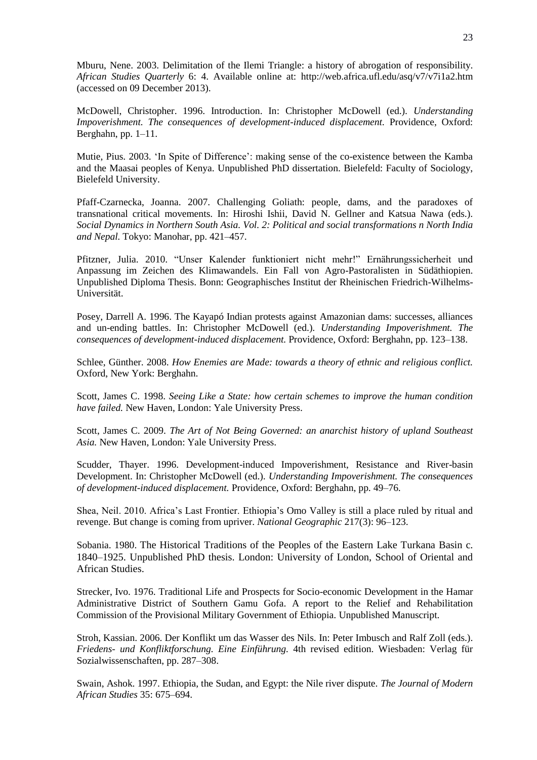Mburu, Nene. 2003. Delimitation of the Ilemi Triangle: a history of abrogation of responsibility. *African Studies Quarterly* 6: 4. Available online at: http://web.africa.ufl.edu/asq/v7/v7i1a2.htm (accessed on 09 December 2013).

McDowell, Christopher. 1996. Introduction. In: Christopher McDowell (ed.). *Understanding Impoverishment. The consequences of development-induced displacement.* Providence, Oxford: Berghahn, pp. 1–11.

Mutie, Pius. 2003. 'In Spite of Difference': making sense of the co-existence between the Kamba and the Maasai peoples of Kenya. Unpublished PhD dissertation. Bielefeld: Faculty of Sociology, Bielefeld University.

Pfaff-Czarnecka, Joanna. 2007. Challenging Goliath: people, dams, and the paradoxes of transnational critical movements. In: Hiroshi Ishii, David N. Gellner and Katsua Nawa (eds.). *Social Dynamics in Northern South Asia. Vol. 2: Political and social transformations n North India and Nepal.* Tokyo: Manohar, pp. 421–457.

Pfitzner, Julia. 2010. "Unser Kalender funktioniert nicht mehr!" Ernährungssicherheit und Anpassung im Zeichen des Klimawandels. Ein Fall von Agro-Pastoralisten in Südäthiopien. Unpublished Diploma Thesis. Bonn: Geographisches Institut der Rheinischen Friedrich-Wilhelms-Universität.

Posey, Darrell A. 1996. The Kayapó Indian protests against Amazonian dams: successes, alliances and un-ending battles. In: Christopher McDowell (ed.). *Understanding Impoverishment. The consequences of development-induced displacement.* Providence, Oxford: Berghahn, pp. 123–138.

Schlee, Günther. 2008. *How Enemies are Made: towards a theory of ethnic and religious conflict.* Oxford, New York: Berghahn.

Scott, James C. 1998. *Seeing Like a State: how certain schemes to improve the human condition have failed.* New Haven, London: Yale University Press.

Scott, James C. 2009. *The Art of Not Being Governed: an anarchist history of upland Southeast Asia.* New Haven, London: Yale University Press.

Scudder, Thayer. 1996. Development-induced Impoverishment, Resistance and River-basin Development. In: Christopher McDowell (ed.). *Understanding Impoverishment. The consequences of development-induced displacement.* Providence, Oxford: Berghahn, pp. 49–76.

Shea, Neil. 2010. Africa's Last Frontier. Ethiopia's Omo Valley is still a place ruled by ritual and revenge. But change is coming from upriver. *National Geographic* 217(3): 96–123.

Sobania. 1980. The Historical Traditions of the Peoples of the Eastern Lake Turkana Basin c. 1840–1925. Unpublished PhD thesis. London: University of London, School of Oriental and African Studies.

Strecker, Ivo. 1976. Traditional Life and Prospects for Socio-economic Development in the Hamar Administrative District of Southern Gamu Gofa. A report to the Relief and Rehabilitation Commission of the Provisional Military Government of Ethiopia. Unpublished Manuscript.

Stroh, Kassian. 2006. Der Konflikt um das Wasser des Nils. In: Peter Imbusch and Ralf Zoll (eds.). *Friedens- und Konfliktforschung. Eine Einführung.* 4th revised edition. Wiesbaden: Verlag für Sozialwissenschaften, pp. 287–308.

Swain, Ashok. 1997. Ethiopia, the Sudan, and Egypt: the Nile river dispute. *The Journal of Modern African Studies* 35: 675–694.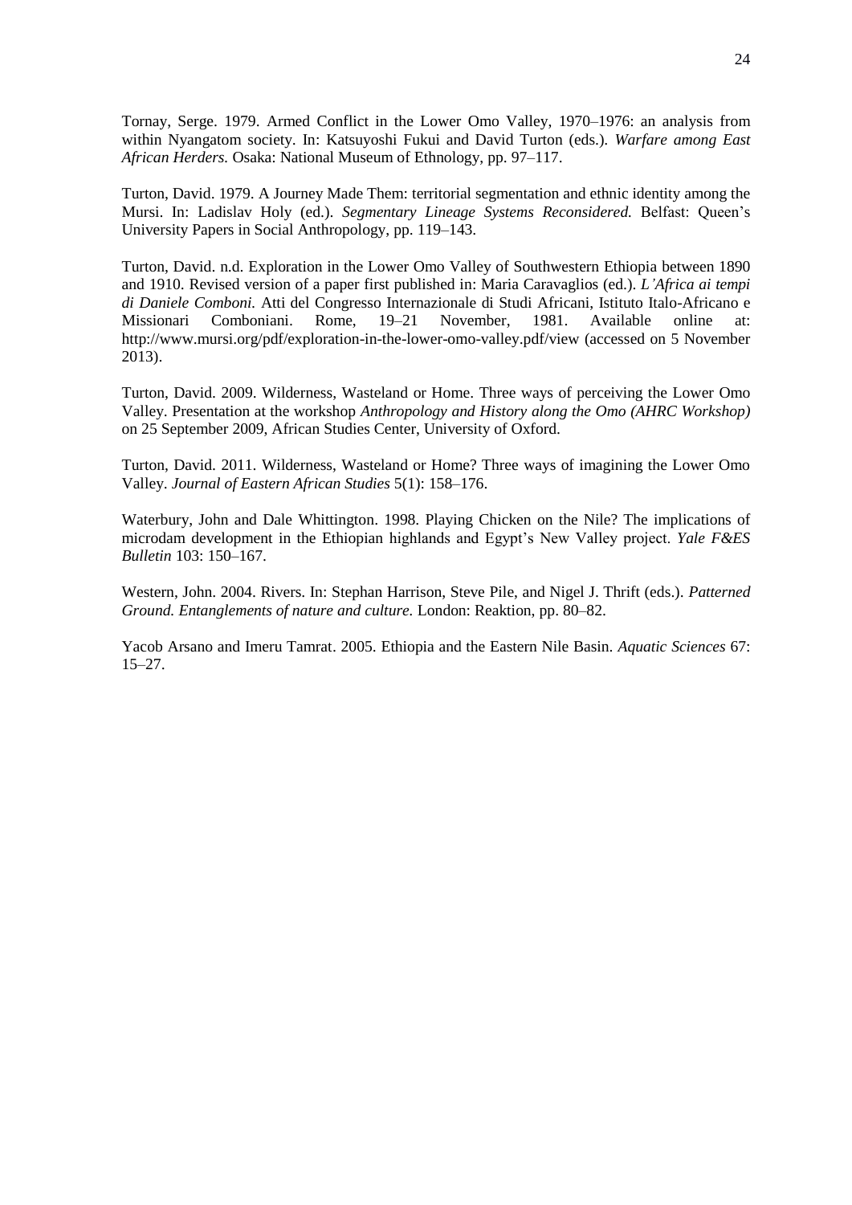Tornay, Serge. 1979. Armed Conflict in the Lower Omo Valley, 1970–1976: an analysis from within Nyangatom society. In: Katsuyoshi Fukui and David Turton (eds.). *Warfare among East African Herders.* Osaka: National Museum of Ethnology, pp. 97–117.

Turton, David. 1979. A Journey Made Them: territorial segmentation and ethnic identity among the Mursi. In: Ladislav Holy (ed.). *Segmentary Lineage Systems Reconsidered.* Belfast: Queen's University Papers in Social Anthropology, pp. 119–143.

Turton, David. n.d. Exploration in the Lower Omo Valley of Southwestern Ethiopia between 1890 and 1910. Revised version of a paper first published in: Maria Caravaglios (ed.). *L'Africa ai tempi di Daniele Comboni.* Atti del Congresso Internazionale di Studi Africani, Istituto Italo-Africano e Missionari Comboniani. Rome, 19–21 November, 1981. Available online at: http://www.mursi.org/pdf/exploration-in-the-lower-omo-valley.pdf/view (accessed on 5 November 2013).

Turton, David. 2009. Wilderness, Wasteland or Home. Three ways of perceiving the Lower Omo Valley. Presentation at the workshop *Anthropology and History along the Omo (AHRC Workshop)* on 25 September 2009, African Studies Center, University of Oxford.

Turton, David. 2011. Wilderness, Wasteland or Home? Three ways of imagining the Lower Omo Valley. *Journal of Eastern African Studies* 5(1): 158–176.

Waterbury, John and Dale Whittington. 1998. Playing Chicken on the Nile? The implications of microdam development in the Ethiopian highlands and Egypt's New Valley project. *Yale F&ES Bulletin* 103: 150–167.

Western, John. 2004. Rivers. In: Stephan Harrison, Steve Pile, and Nigel J. Thrift (eds.). *Patterned Ground. Entanglements of nature and culture.* London: Reaktion, pp. 80–82.

Yacob Arsano and Imeru Tamrat. 2005. Ethiopia and the Eastern Nile Basin. *Aquatic Sciences* 67: 15–27.